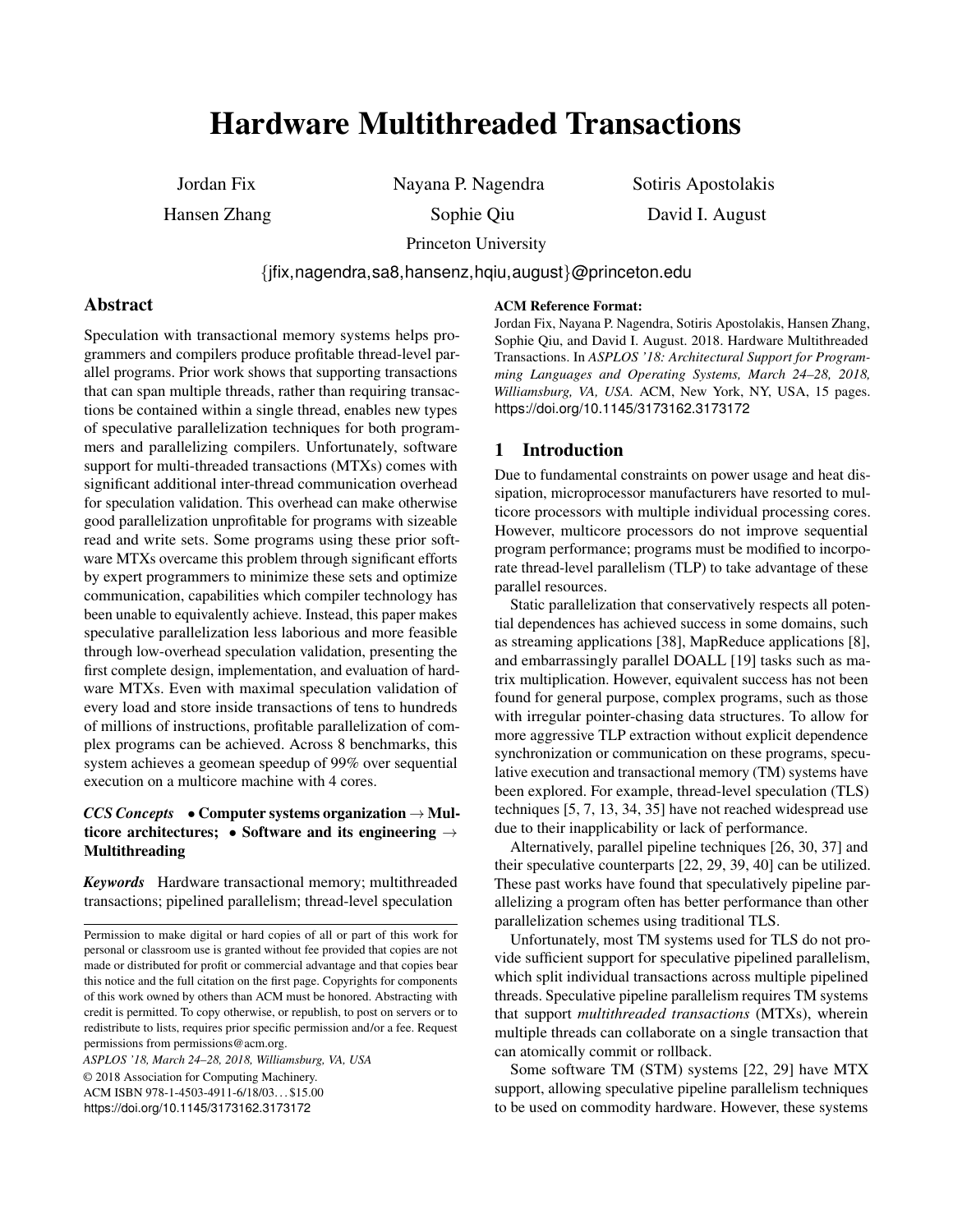# Hardware Multithreaded Transactions

Jordan Fix, Nayana P. Nagendra, Sotiris Apostolakis, Hansen Zhang, Sophie Qiu, David I. August

Princeton University

{jfix,nagendra,sa8,hansenz,hqiu,august}@princeton.edu

## Abstract

Speculation with transactional memory systems helps programmers and compilers produce profitable thread-level parallel programs. Prior work shows that supporting transactions that can span multiple threads, rather than requiring transactions be contained within a single thread, enables new types of speculative parallelization techniques for both programmers and parallelizing compilers. Unfortunately, software support for multi-threaded transactions (MTXs) comes with significant additional inter-thread communication overhead for speculation validation. This overhead can make otherwise good parallelization unprofitable for programs with sizeable read and write sets. Some programs using these prior software MTXs overcame this problem through significant efforts by expert programmers to minimize these sets and optimize communication, capabilities which compiler technology has been unable to equivalently achieve. Instead, this paper makes speculative parallelization less laborious and more feasible through low-overhead speculation validation, presenting the first complete design, implementation, and evaluation of hardware MTXs. Even with maximal speculation validation of every load and store inside transactions of tens to hundreds of millions of instructions, profitable parallelization of complex programs can be achieved. Across 8 benchmarks, this system achieves a geomean speedup of 99% over sequential execution on a multicore machine with 4 cores.

***CCS Concepts*** • **Computer systems organization** → **Multicore architectures;** • **Software and its engineering** → **Multithreading**

***Keywords*** Hardware transactional memory; multithreaded transactions; pipelined parallelism; thread-level speculation

Permission to make digital or hard copies of all or part of this work for personal or classroom use is granted without fee provided that copies are not made or distributed for profit or commercial advantage and that copies bear this notice and the full citation on the first page. Copyrights for components of this work owned by others than ACM must be honored. Abstracting with credit is permitted. To copy otherwise, or republish, to post on servers or to redistribute to lists, requires prior specific permission and/or a fee. Request permissions from permissions@acm.org.

*ASPLOS '18, March 24–28, 2018, Williamsburg, VA, USA*

© 2018 Association for Computing Machinery.

ACM ISBN 978-1-4503-4911-6/18/03...$15.00

https://doi.org/10.1145/3173162.3173172

**ACM Reference Format:**

Jordan Fix, Nayana P. Nagendra, Sotiris Apostolakis, Hansen Zhang, Sophie Qiu, and David I. August. 2018. Hardware Multithreaded Transactions. In *ASPLOS '18: Architectural Support for Programming Languages and Operating Systems, March 24–28, 2018, Williamsburg, VA, USA.* ACM, New York, NY, USA, 15 pages. https://doi.org/10.1145/3173162.3173172

## 1 Introduction

Due to fundamental constraints on power usage and heat dissipation, microprocessor manufacturers have resorted to multicore processors with multiple individual processing cores. However, multicore processors do not improve sequential program performance; programs must be modified to incorporate thread-level parallelism (TLP) to take advantage of these parallel resources.

Static parallelization that conservatively respects all potential dependences has achieved success in some domains, such as streaming applications [38], MapReduce applications [8], and embarrassingly parallel DOALL [19] tasks such as matrix multiplication. However, equivalent success has not been found for general purpose, complex programs, such as those with irregular pointer-chasing data structures. To allow for more aggressive TLP extraction without explicit dependence synchronization or communication on these programs, speculative execution and transactional memory (TM) systems have been explored. For example, thread-level speculation (TLS) techniques [5, 7, 13, 34, 35] have not reached widespread use due to their inapplicability or lack of performance.

Alternatively, parallel pipeline techniques [26, 30, 37] and their speculative counterparts [22, 29, 39, 40] can be utilized. These past works have found that speculatively pipeline parallelizing a program often has better performance than other parallelization schemes using traditional TLS.

Unfortunately, most TM systems used for TLS do not provide sufficient support for speculative pipelined parallelism, which split individual transactions across multiple pipelined threads. Speculative pipeline parallelism requires TM systems that support *multithreaded transactions* (MTXs), wherein multiple threads can collaborate on a single transaction that can atomically commit or rollback.

Some software TM (STM) systems [22, 29] have MTX support, allowing speculative pipeline parallelism techniques to be used on commodity hardware. However, these systems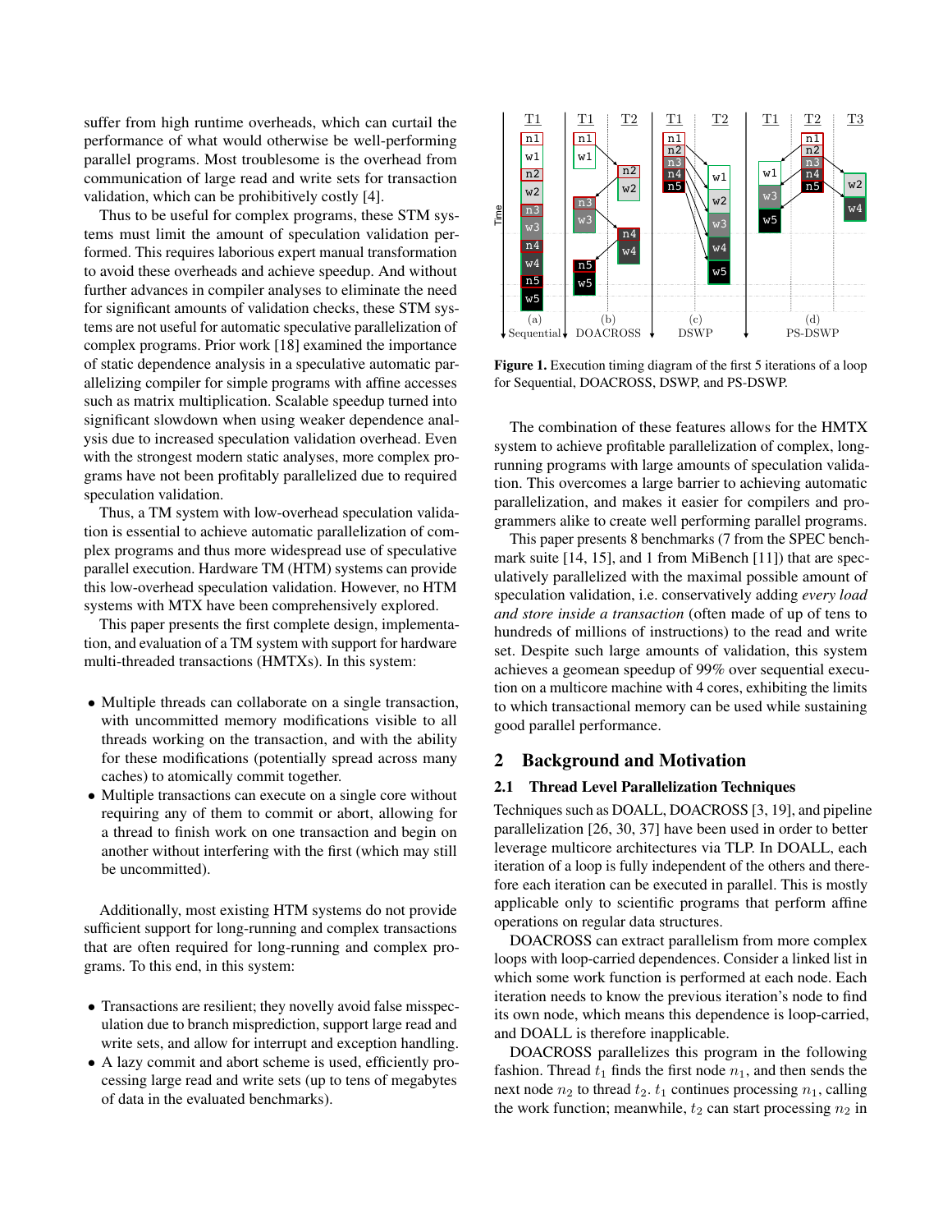suffer from high runtime overheads, which can curtail the performance of what would otherwise be well-performing parallel programs. Most troublesome is the overhead from communication of large read and write sets for transaction validation, which can be prohibitively costly [4].

Thus to be useful for complex programs, these STM systems must limit the amount of speculation validation performed. This requires laborious expert manual transformation to avoid these overheads and achieve speedup. And without further advances in compiler analyses to eliminate the need for significant amounts of validation checks, these STM systems are not useful for automatic speculative parallelization of complex programs. Prior work [18] examined the importance of static dependence analysis in a speculative automatic parallelizing compiler for simple programs with affine accesses such as matrix multiplication. Scalable speedup turned into significant slowdown when using weaker dependence analysis due to increased speculation validation overhead. Even with the strongest modern static analyses, more complex programs have not been profitably parallelized due to required speculation validation.

Thus, a TM system with low-overhead speculation validation is essential to achieve automatic parallelization of complex programs and thus more widespread use of speculative parallel execution. Hardware TM (HTM) systems can provide this low-overhead speculation validation. However, no HTM systems with MTX have been comprehensively explored.

This paper presents the first complete design, implementation, and evaluation of a TM system with support for hardware multi-threaded transactions (HMTXs). In this system:

- Multiple threads can collaborate on a single transaction, with uncommitted memory modifications visible to all threads working on the transaction, and with the ability for these modifications (potentially spread across many caches) to atomically commit together.
- Multiple transactions can execute on a single core without requiring any of them to commit or abort, allowing for a thread to finish work on one transaction and begin on another without interfering with the first (which may still be uncommitted).

Additionally, most existing HTM systems do not provide sufficient support for long-running and complex transactions that are often required for long-running and complex programs. To this end, in this system:

- Transactions are resilient; they novelly avoid false misspeculation due to branch misprediction, support large read and write sets, and allow for interrupt and exception handling.
- A lazy commit and abort scheme is used, efficiently processing large read and write sets (up to tens of megabytes of data in the evaluated benchmarks).

**Figure 1.** Execution timing diagram of the first 5 iterations of a loop for Sequential, DOACROSS, DSWP, and PS-DSWP.

The combination of these features allows for the HMTX system to achieve profitable parallelization of complex, long-running programs with large amounts of speculation validation. This overcomes a large barrier to achieving automatic parallelization, and makes it easier for compilers and programmers alike to create well performing parallel programs.

This paper presents 8 benchmarks (7 from the SPEC benchmark suite [14, 15], and 1 from MiBench [11]) that are speculatively parallelized with the maximal possible amount of speculation validation, i.e. conservatively adding *every load and store inside a transaction* (often made of up of tens to hundreds of millions of instructions) to the read and write set. Despite such large amounts of validation, this system achieves a geomean speedup of 99% over sequential execution on a multicore machine with 4 cores, exhibiting the limits to which transactional memory can be used while sustaining good parallel performance.

## 2 Background and Motivation

### 2.1 Thread Level Parallelization Techniques

Techniques such as DOALL, DOACROSS [3, 19], and pipeline parallelization [26, 30, 37] have been used in order to better leverage multicore architectures via TLP. In DOALL, each iteration of a loop is fully independent of the others and therefore each iteration can be executed in parallel. This is mostly applicable only to scientific programs that perform affine operations on regular data structures.

DOACROSS can extract parallelism from more complex loops with loop-carried dependences. Consider a linked list in which some work function is performed at each node. Each iteration needs to know the previous iteration's node to find its own node, which means this dependence is loop-carried, and DOALL is therefore inapplicable.

DOACROSS parallelizes this program in the following fashion. Thread $t_1$ finds the first node $n_1$, and then sends the next node $n_2$ to thread $t_2$. $t_1$ continues processing $n_1$, calling the work function; meanwhile, $t_2$ can start processing $n_2$ in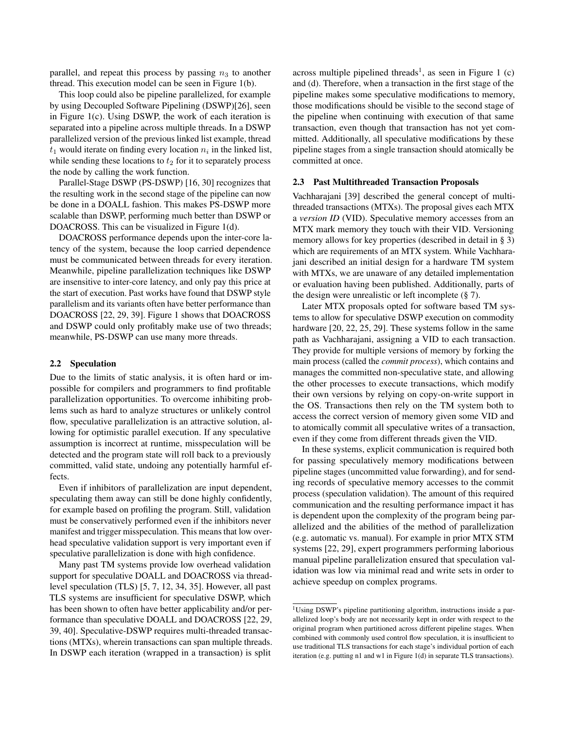parallel, and repeat this process by passing $n_3$ to another thread. This execution model can be seen in Figure 1(b).

This loop could also be pipeline parallelized, for example by using Decoupled Software Pipelining (DSWP)[26], seen in Figure 1(c). Using DSWP, the work of each iteration is separated into a pipeline across multiple threads. In a DSWP parallelized version of the previous linked list example, thread $t_1$ would iterate on finding every location $n_i$ in the linked list, while sending these locations to $t_2$ for it to separately process the node by calling the work function.

Parallel-Stage DSWP (PS-DSWP) [16, 30] recognizes that the resulting work in the second stage of the pipeline can now be done in a DOALL fashion. This makes PS-DSWP more scalable than DSWP, performing much better than DSWP or DOACROSS. This can be visualized in Figure 1(d).

DOACROSS performance depends upon the inter-core latency of the system, because the loop carried dependence must be communicated between threads for every iteration. Meanwhile, pipeline parallelization techniques like DSWP are insensitive to inter-core latency, and only pay this price at the start of execution. Past works have found that DSWP style parallelism and its variants often have better performance than DOACROSS [22, 29, 39]. Figure 1 shows that DOACROSS and DSWP could only profitably make use of two threads; meanwhile, PS-DSWP can use many more threads.

### 2.2 Speculation

Due to the limits of static analysis, it is often hard or impossible for compilers and programmers to find profitable parallelization opportunities. To overcome inhibiting problems such as hard to analyze structures or unlikely control flow, speculative parallelization is an attractive solution, allowing for optimistic parallel execution. If any speculative assumption is incorrect at runtime, misspeculation will be detected and the program state will roll back to a previously committed, valid state, undoing any potentially harmful effects.

Even if inhibitors of parallelization are input dependent, speculating them away can still be done highly confidently, for example based on profiling the program. Still, validation must be conservatively performed even if the inhibitors never manifest and trigger misspeculation. This means that low overhead speculative validation support is very important even if speculative parallelization is done with high confidence.

Many past TM systems provide low overhead validation support for speculative DOALL and DOACROSS via thread-level speculation (TLS) [5, 7, 12, 34, 35]. However, all past TLS systems are insufficient for speculative DSWP, which has been shown to often have better applicability and/or performance than speculative DOALL and DOACROSS [22, 29, 39, 40]. Speculative-DSWP requires multi-threaded transactions (MTXs), wherein transactions can span multiple threads. In DSWP each iteration (wrapped in a transaction) is split across multiple pipelined threads[1], as seen in Figure 1 (c) and (d). Therefore, when a transaction in the first stage of the pipeline makes some speculative modifications to memory, those modifications should be visible to the second stage of the pipeline when continuing with execution of that same transaction, even though that transaction has not yet committed. Additionally, all speculative modifications by these pipeline stages from a single transaction should atomically be committed at once.

### 2.3 Past Multithreaded Transaction Proposals

Vachharajani [39] described the general concept of multithreaded transactions (MTXs). The proposal gives each MTX a *version ID* (VID). Speculative memory accesses from an MTX mark memory they touch with their VID. Versioning memory allows for key properties (described in detail in § 3) which are requirements of an MTX system. While Vachharajani described an initial design for a hardware TM system with MTXs, we are unaware of any detailed implementation or evaluation having been published. Additionally, parts of the design were unrealistic or left incomplete (§ 7).

Later MTX proposals opted for software based TM systems to allow for speculative DSWP execution on commodity hardware [20, 22, 25, 29]. These systems follow in the same path as Vachharajani, assigning a VID to each transaction. They provide for multiple versions of memory by forking the main process (called the *commit process*), which contains and manages the committed non-speculative state, and allowing the other processes to execute transactions, which modify their own versions by relying on copy-on-write support in the OS. Transactions then rely on the TM system both to access the correct version of memory given some VID and to atomically commit all speculative writes of a transaction, even if they come from different threads given the VID.

In these systems, explicit communication is required both for passing speculatively memory modifications between pipeline stages (uncommitted value forwarding), and for sending records of speculative memory accesses to the commit process (speculation validation). The amount of this required communication and the resulting performance impact it has is dependent upon the complexity of the program being parallelized and the abilities of the method of parallelization (e.g. automatic vs. manual). For example in prior MTX STM systems [22, 29], expert programmers performing laborious manual pipeline parallelization ensured that speculation validation was low via minimal read and write sets in order to achieve speedup on complex programs.

---

[1] Using DSWP's pipeline partitioning algorithm, instructions inside a parallelized loop's body are not necessarily kept in order with respect to the original program when partitioned across different pipeline stages. When combined with commonly used control flow speculation, it is insufficient to use traditional TLS transactions for each stage's individual portion of each iteration (e.g. putting n1 and w1 in Figure 1(d) in separate TLS transactions).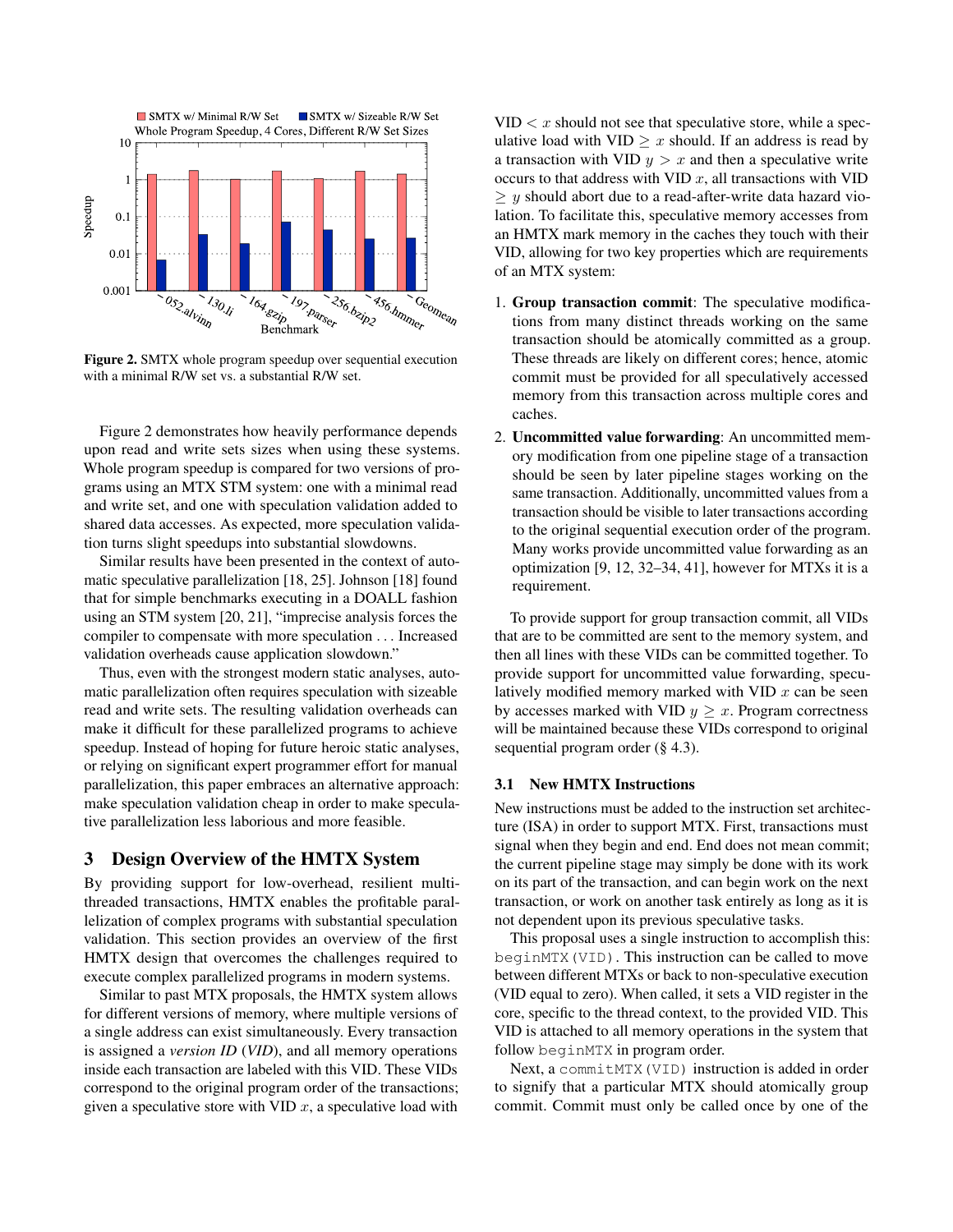SMTX w/ Minimal R/W Set
SMTX w/ Sizeable R/W Set
Whole Program Speedup, 4 Cores, Different R/W Set Sizes

Speedup

10
1
0.1
0.01
0.001

052.alvinn
130.li
164.gzip
197.parser
256.bzip2
456.hmmer
Geomean

Benchmark

**Figure 2.** SMTX whole program speedup over sequential execution with a minimal R/W set vs. a substantial R/W set.

Figure 2 demonstrates how heavily performance depends upon read and write sets sizes when using these systems. Whole program speedup is compared for two versions of programs using an MTX STM system: one with a minimal read and write set, and one with speculation validation added to shared data accesses. As expected, more speculation validation turns slight speedups into substantial slowdowns.

Similar results have been presented in the context of automatic speculative parallelization [18, 25]. Johnson [18] found that for simple benchmarks executing in a DOALL fashion using an STM system [20, 21], "imprecise analysis forces the compiler to compensate with more speculation . . . Increased validation overheads cause application slowdown."

Thus, even with the strongest modern static analyses, automatic parallelization often requires speculation with sizeable read and write sets. The resulting validation overheads can make it difficult for these parallelized programs to achieve speedup. Instead of hoping for future heroic static analyses, or relying on significant expert programmer effort for manual parallelization, this paper embraces an alternative approach: make speculation validation cheap in order to make speculative parallelization less laborious and more feasible.

## 3 Design Overview of the HMTX System

By providing support for low-overhead, resilient multithreaded transactions, HMTX enables the profitable parallelization of complex programs with substantial speculation validation. This section provides an overview of the first HMTX design that overcomes the challenges required to execute complex parallelized programs in modern systems.

Similar to past MTX proposals, the HMTX system allows for different versions of memory, where multiple versions of a single address can exist simultaneously. Every transaction is assigned a *version ID* (*VID*), and all memory operations inside each transaction are labeled with this VID. These VIDs correspond to the original program order of the transactions; given a speculative store with VID $x$, a speculative load with VID $< x$ should not see that speculative store, while a speculative load with VID $\geq x$ should. If an address is read by a transaction with VID $y > x$ and then a speculative write occurs to that address with VID $x$, all transactions with VID $\geq y$ should abort due to a read-after-write data hazard violation. To facilitate this, speculative memory accesses from an HMTX mark memory in the caches they touch with their VID, allowing for two key properties which are requirements of an MTX system:

1. **Group transaction commit**: The speculative modifications from many distinct threads working on the same transaction should be atomically committed as a group. These threads are likely on different cores; hence, atomic commit must be provided for all speculatively accessed memory from this transaction across multiple cores and caches.
2. **Uncommitted value forwarding**: An uncommitted memory modification from one pipeline stage of a transaction should be seen by later pipeline stages working on the same transaction. Additionally, uncommitted values from a transaction should be visible to later transactions according to the original sequential execution order of the program. Many works provide uncommitted value forwarding as an optimization [9, 12, 32–34, 41], however for MTXs it is a requirement.

To provide support for group transaction commit, all VIDs that are to be committed are sent to the memory system, and then all lines with these VIDs can be committed together. To provide support for uncommitted value forwarding, speculatively modified memory marked with VID $x$ can be seen by accesses marked with VID $y \geq x$. Program correctness will be maintained because these VIDs correspond to original sequential program order (§ 4.3).

### 3.1 New HMTX Instructions

New instructions must be added to the instruction set architecture (ISA) in order to support MTX. First, transactions must signal when they begin and end. End does not mean commit; the current pipeline stage may simply be done with its work on its part of the transaction, and can begin work on the next transaction, or work on another task entirely as long as it is not dependent upon its previous speculative tasks.

This proposal uses a single instruction to accomplish this: `beginMTX(VID)`. This instruction can be called to move between different MTXs or back to non-speculative execution (VID equal to zero). When called, it sets a VID register in the core, specific to the thread context, to the provided VID. This VID is attached to all memory operations in the system that follow `beginMTX` in program order.

Next, a `commitMTX(VID)` instruction is added in order to signify that a particular MTX should atomically group commit. Commit must only be called once by one of the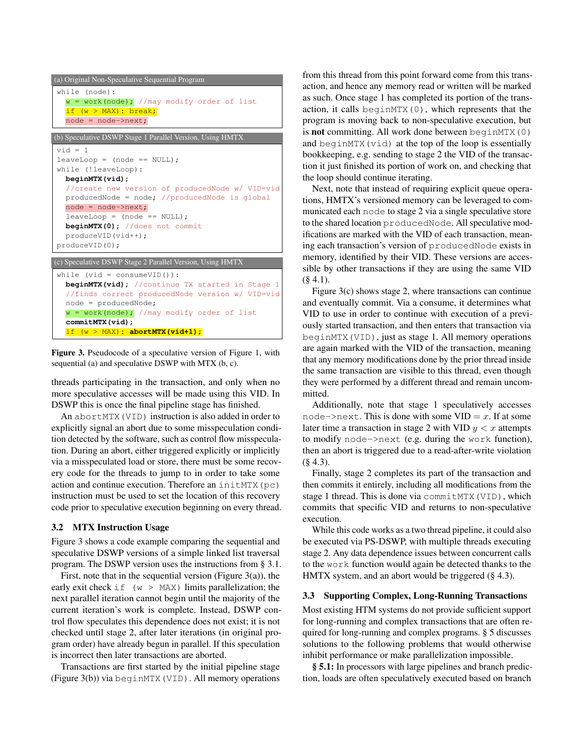(a) Original Non-Speculative Sequential Program

```
while (node):
  w = work(node); //may modify order of list
  if (w > MAX): break;
  node = node->next;
```

(b) Speculative DSWP Stage 1 Parallel Version, Using HMTX

```
vid = 1
leaveLoop = (node == NULL);
while (!leaveLoop):
  beginMTX(vid);
  //create new version of producedNode w/ VID=vid
  producedNode = node; //producedNode is global
  node = node->next;
  leaveLoop = (node == NULL);
  beginMTX(0); //does not commit
  produceVID(vid++);
produceVID(0);
```

(c) Speculative DSWP Stage 2 Parallel Version, Using HMTX

```
while (vid = consumeVID()):
  beginMTX(vid); //continue TX started in Stage 1
  //finds correct producedNode version w/ VID=vid
  node = producedNode;
  w = work(node); //may modify order of list
  commitMTX(vid);
  if (w > MAX): abortMTX(vid+1);
```

**Figure 3.** Pseudocode of a speculative version of Figure 1, with sequential (a) and speculative DSWP with MTX (b, c).

threads participating in the transaction, and only when no more speculative accesses will be made using this VID. In DSWP this is once the final pipeline stage has finished.

An `abortMTX(VID)` instruction is also added in order to explicitly signal an abort due to some misspeculation condition detected by the software, such as control flow misspeculation. During an abort, either triggered explicitly or implicitly via a misspeculated load or store, there must be some recovery code for the threads to jump to in order to take some action and continue execution. Therefore an `initMTX(pc)` instruction must be used to set the location of this recovery code prior to speculative execution beginning on every thread.

### 3.2 MTX Instruction Usage

Figure 3 shows a code example comparing the sequential and speculative DSWP versions of a simple linked list traversal program. The DSWP version uses the instructions from § 3.1.

First, note that in the sequential version (Figure 3(a)), the early exit check `if (w > MAX)` limits parallelization; the next parallel iteration cannot begin until the majority of the current iteration's work is complete. Instead, DSWP control flow speculates this dependence does not exist; it is not checked until stage 2, after later iterations (in original program order) have already begun in parallel. If this speculation is incorrect then later transactions are aborted.

Transactions are first started by the initial pipeline stage (Figure 3(b)) via `beginMTX(VID)`. All memory operations from this thread from this point forward come from this transaction, and hence any memory read or written will be marked as such. Once stage 1 has completed its portion of the transaction, it calls `beginMTX(0)`, which represents that the program is moving back to non-speculative execution, but is **not** committing. All work done between `beginMTX(0)` and `beginMTX(vid)` at the top of the loop is essentially bookkeeping, e.g. sending to stage 2 the VID of the transaction it just finished its portion of work on, and checking that the loop should continue iterating.

Next, note that instead of requiring explicit queue operations, HMTX's versioned memory can be leveraged to communicated each `node` to stage 2 via a single speculative store to the shared location `producedNode`. All speculative modifications are marked with the VID of each transaction, meaning each transaction's version of `producedNode` exists in memory, identified by their VID. These versions are accessible by other transactions if they are using the same VID (§ 4.1).

Figure 3(c) shows stage 2, where transactions can continue and eventually commit. Via a consume, it determines what VID to use in order to continue with execution of a previously started transaction, and then enters that transaction via `beginMTX(VID)`, just as stage 1. All memory operations are again marked with the VID of the transaction, meaning that any memory modifications done by the prior thread inside the same transaction are visible to this thread, even though they were performed by a different thread and remain uncommitted.

Additionally, note that stage 1 speculatively accesses `node->next`. This is done with some VID $= x$. If at some later time a transaction in stage 2 with VID $y < x$ attempts to modify `node->next` (e.g. during the `work` function), then an abort is triggered due to a read-after-write violation (§ 4.3).

Finally, stage 2 completes its part of the transaction and then commits it entirely, including all modifications from the stage 1 thread. This is done via `commitMTX(VID)`, which commits that specific VID and returns to non-speculative execution.

While this code works as a two thread pipeline, it could also be executed via PS-DSWP, with multiple threads executing stage 2. Any data dependence issues between concurrent calls to the `work` function would again be detected thanks to the HMTX system, and an abort would be triggered (§ 4.3).

### 3.3 Supporting Complex, Long-Running Transactions

Most existing HTM systems do not provide sufficient support for long-running and complex transactions that are often required for long-running and complex programs. § 5 discusses solutions to the following problems that would otherwise inhibit performance or make parallelization impossible.

**§ 5.1:** In processors with large pipelines and branch prediction, loads are often speculatively executed based on branch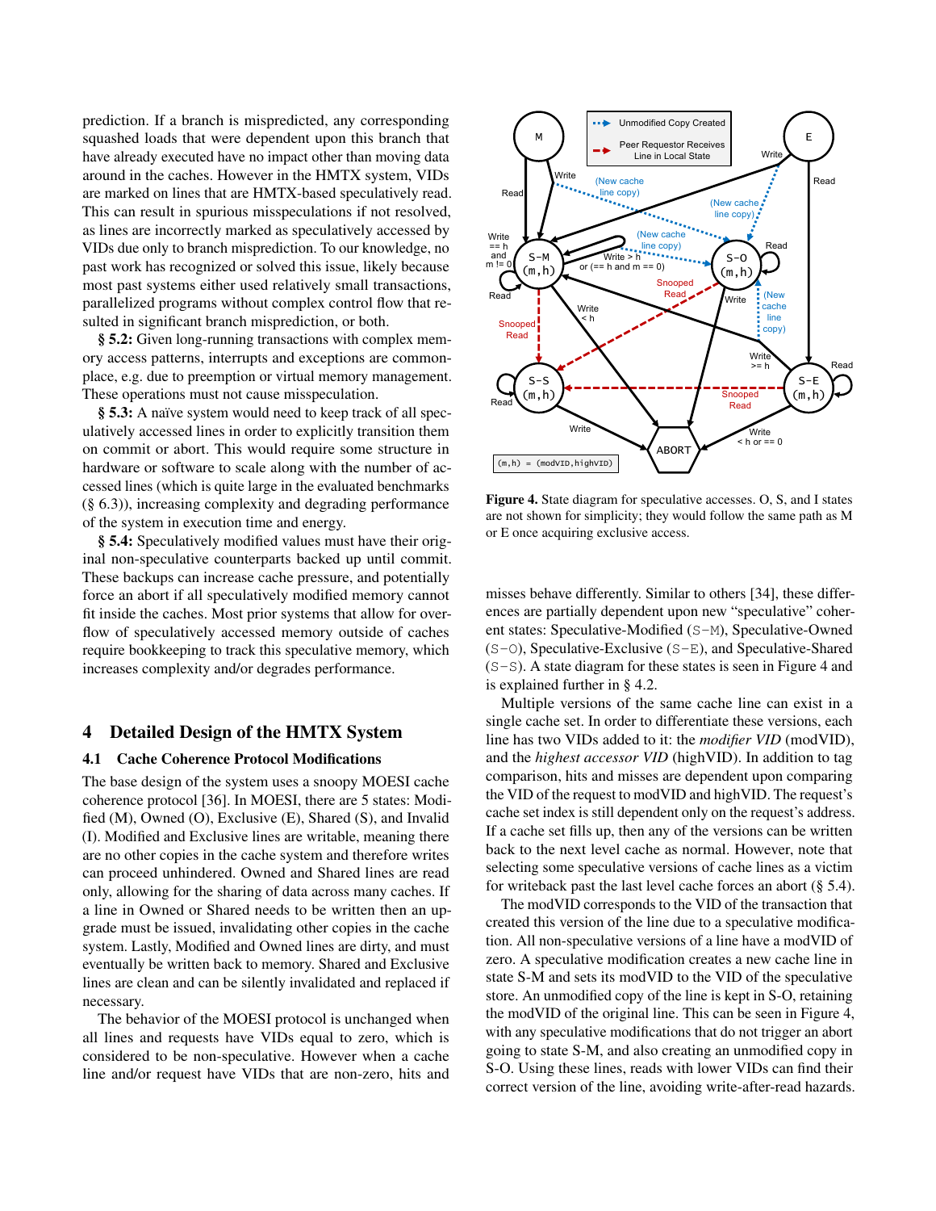prediction. If a branch is mispredicted, any corresponding squashed loads that were dependent upon this branch that have already executed have no impact other than moving data around in the caches. However in the HMTX system, VIDs are marked on lines that are HMTX-based speculatively read. This can result in spurious misspeculations if not resolved, as lines are incorrectly marked as speculatively accessed by VIDs due only to branch misprediction. To our knowledge, no past work has recognized or solved this issue, likely because most past systems either used relatively small transactions, parallelized programs without complex control flow that resulted in significant branch misprediction, or both.

**§ 5.2:** Given long-running transactions with complex memory access patterns, interrupts and exceptions are commonplace, e.g. due to preemption or virtual memory management. These operations must not cause misspeculation.

**§ 5.3:** A naïve system would need to keep track of all speculatively accessed lines in order to explicitly transition them on commit or abort. This would require some structure in hardware or software to scale along with the number of accessed lines (which is quite large in the evaluated benchmarks (§ 6.3)), increasing complexity and degrading performance of the system in execution time and energy.

**§ 5.4:** Speculatively modified values must have their original non-speculative counterparts backed up until commit. These backups can increase cache pressure, and potentially force an abort if all speculatively modified memory cannot fit inside the caches. Most prior systems that allow for overflow of speculatively accessed memory outside of caches require bookkeeping to track this speculative memory, which increases complexity and/or degrades performance.

## 4 Detailed Design of the HMTX System

### 4.1 Cache Coherence Protocol Modifications

The base design of the system uses a snoopy MOESI cache coherence protocol [36]. In MOESI, there are 5 states: Modified (M), Owned (O), Exclusive (E), Shared (S), and Invalid (I). Modified and Exclusive lines are writable, meaning there are no other copies in the cache system and therefore writes can proceed unhindered. Owned and Shared lines are read only, allowing for the sharing of data across many caches. If a line in Owned or Shared needs to be written then an upgrade must be issued, invalidating other copies in the cache system. Lastly, Modified and Owned lines are dirty, and must eventually be written back to memory. Shared and Exclusive lines are clean and can be silently invalidated and replaced if necessary.

The behavior of the MOESI protocol is unchanged when all lines and requests have VIDs equal to zero, which is considered to be non-speculative. However when a cache line and/or request have VIDs that are non-zero, hits and misses behave differently. Similar to others [34], these differences are partially dependent upon new "speculative" coherent states: Speculative-Modified (S-M), Speculative-Owned (S-O), Speculative-Exclusive (S-E), and Speculative-Shared (S-S). A state diagram for these states is seen in Figure 4 and is explained further in § 4.2.

**Figure 4.** State diagram for speculative accesses. O, S, and I states are not shown for simplicity; they would follow the same path as M or E once acquiring exclusive access.

Multiple versions of the same cache line can exist in a single cache set. In order to differentiate these versions, each line has two VIDs added to it: the *modifier VID* (modVID), and the *highest accessor VID* (highVID). In addition to tag comparison, hits and misses are dependent upon comparing the VID of the request to modVID and highVID. The request's cache set index is still dependent only on the request's address. If a cache set fills up, then any of the versions can be written back to the next level cache as normal. However, note that selecting some speculative versions of cache lines as a victim for writeback past the last level cache forces an abort (§ 5.4).

The modVID corresponds to the VID of the transaction that created this version of the line due to a speculative modification. All non-speculative versions of a line have a modVID of zero. A speculative modification creates a new cache line in state S-M and sets its modVID to the VID of the speculative store. An unmodified copy of the line is kept in S-O, retaining the modVID of the original line. This can be seen in Figure 4, with any speculative modifications that do not trigger an abort going to state S-M, and also creating an unmodified copy in S-O. Using these lines, reads with lower VIDs can find their correct version of the line, avoiding write-after-read hazards.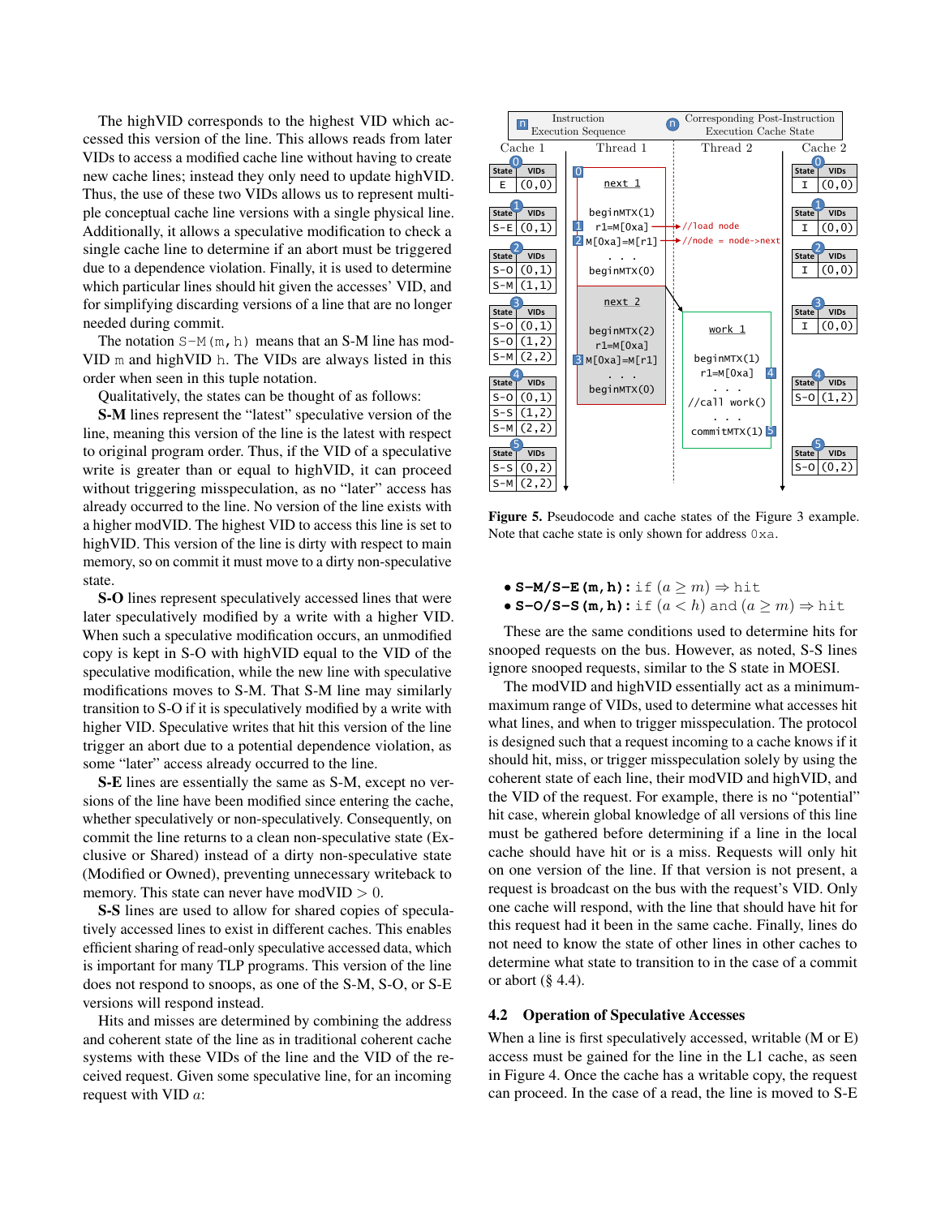The highVID corresponds to the highest VID which accessed this version of the line. This allows reads from later VIDs to access a modified cache line without having to create new cache lines; instead they only need to update highVID. Thus, the use of these two VIDs allows us to represent multiple conceptual cache line versions with a single physical line. Additionally, it allows a speculative modification to check a single cache line to determine if an abort must be triggered due to a dependence violation. Finally, it is used to determine which particular lines should hit given the accesses' VID, and for simplifying discarding versions of a line that are no longer needed during commit.

The notation `S-M(m,h)` means that an S-M line has modVID `m` and highVID `h`. The VIDs are always listed in this order when seen in this tuple notation.

Qualitatively, the states can be thought of as follows:

**S-M** lines represent the "latest" speculative version of the line, meaning this version of the line is the latest with respect to original program order. Thus, if the VID of a speculative write is greater than or equal to highVID, it can proceed without triggering misspeculation, as no "later" access has already occurred to the line. No version of the line exists with a higher modVID. The highest VID to access this line is set to highVID. This version of the line is dirty with respect to main memory, so on commit it must move to a dirty non-speculative state.

**S-O** lines represent speculatively accessed lines that were later speculatively modified by a write with a higher VID. When such a speculative modification occurs, an unmodified copy is kept in S-O with highVID equal to the VID of the speculative modification, while the new line with speculative modifications moves to S-M. That S-M line may similarly transition to S-O if it is speculatively modified by a write with higher VID. Speculative writes that hit this version of the line trigger an abort due to a potential dependence violation, as some "later" access already occurred to the line.

**S-E** lines are essentially the same as S-M, except no versions of the line have been modified since entering the cache, whether speculatively or non-speculatively. Consequently, on commit the line returns to a clean non-speculative state (Exclusive or Shared) instead of a dirty non-speculative state (Modified or Owned), preventing unnecessary writeback to memory. This state can never have modVID $> 0$.

**S-S** lines are used to allow for shared copies of speculatively accessed lines to exist in different caches. This enables efficient sharing of read-only speculative accessed data, which is important for many TLP programs. This version of the line does not respond to snoops, as one of the S-M, S-O, or S-E versions will respond instead.

Hits and misses are determined by combining the address and coherent state of the line as in traditional coherent cache systems with these VIDs of the line and the VID of the received request. Given some speculative line, for an incoming request with VID $a$:

Instruction Execution Sequence | Corresponding Post-Instruction Execution Cache State

Cache 1 | Thread 1 | Thread 2 | Cache 2

0 State VIDs E (0,0) | 0 State VIDs I (0,0)

1 State VIDs S-E (0,1) | 1 State VIDs I (0,0)

2 State VIDs S-O (0,1) S-M (1,1) | 2 State VIDs I (0,0)

3 State VIDs S-O (0,1) S-O (1,2) S-M (2,2) | 3 State VIDs I (0,0)

4 State VIDs S-O (0,1) S-S (1,2) S-M (2,2) | 4 State VIDs S-O (1,2)

5 State VIDs S-S (0,2) S-M (2,2) | 5 State VIDs S-O (0,2)

```
0 next_1
  beginMTX(1)
1 r1=M[0xa]        //load node
2 M[0xa]=M[r1]     //node = node->next
  . . .
  beginMTX(0)

  next_2
  beginMTX(2)
  r1=M[0xa]
3 M[0xa]=M[r1]
  . . .
  beginMTX(0)

  work_1
  beginMTX(1)
  r1=M[0xa]        4
  . . .
  //call work()
  . . .
  commitMTX(1)     5
```

**Figure 5.** Pseudocode and cache states of the Figure 3 example. Note that cache state is only shown for address `0xa`.

- **S-M/S-E(m,h):** if $(a \geq m) \Rightarrow$ hit
- **S-O/S-S(m,h):** if $(a < h)$ and $(a \geq m) \Rightarrow$ hit

These are the same conditions used to determine hits for snooped requests on the bus. However, as noted, S-S lines ignore snooped requests, similar to the S state in MOESI.

The modVID and highVID essentially act as a minimum-maximum range of VIDs, used to determine what accesses hit what lines, and when to trigger misspeculation. The protocol is designed such that a request incoming to a cache knows if it should hit, miss, or trigger misspeculation solely by using the coherent state of each line, their modVID and highVID, and the VID of the request. For example, there is no "potential" hit case, wherein global knowledge of all versions of this line must be gathered before determining if a line in the local cache should have hit or is a miss. Requests will only hit on one version of the line. If that version is not present, a request is broadcast on the bus with the request's VID. Only one cache will respond, with the line that should have hit for this request had it been in the same cache. Finally, lines do not need to know the state of other lines in other caches to determine what state to transition to in the case of a commit or abort (§ 4.4).

### 4.2 Operation of Speculative Accesses

When a line is first speculatively accessed, writable (M or E) access must be gained for the line in the L1 cache, as seen in Figure 4. Once the cache has a writable copy, the request can proceed. In the case of a read, the line is moved to S-E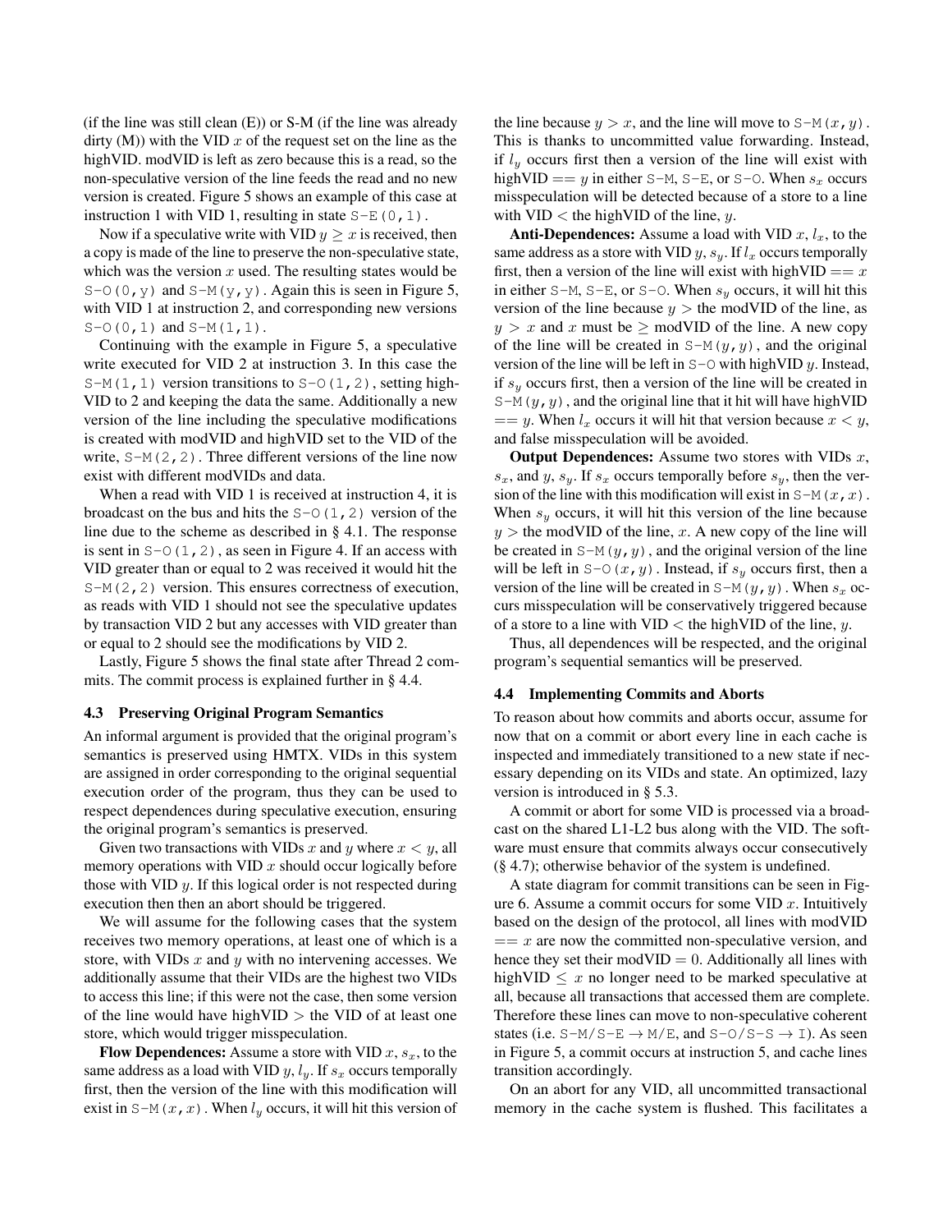(if the line was still clean (E)) or S-M (if the line was already dirty (M)) with the VID $x$ of the request set on the line as the highVID. modVID is left as zero because this is a read, so the non-speculative version of the line feeds the read and no new version is created. Figure 5 shows an example of this case at instruction 1 with VID 1, resulting in state `S-E(0,1)`.

Now if a speculative write with VID $y \geq x$ is received, then a copy is made of the line to preserve the non-speculative state, which was the version $x$ used. The resulting states would be `S-O(0,y)` and `S-M(y,y)`. Again this is seen in Figure 5, with VID 1 at instruction 2, and corresponding new versions `S-O(0,1)` and `S-M(1,1)`.

Continuing with the example in Figure 5, a speculative write executed for VID 2 at instruction 3. In this case the `S-M(1,1)` version transitions to `S-O(1,2)`, setting highVID to 2 and keeping the data the same. Additionally a new version of the line including the speculative modifications is created with modVID and highVID set to the VID of the write, `S-M(2,2)`. Three different versions of the line now exist with different modVIDs and data.

When a read with VID 1 is received at instruction 4, it is broadcast on the bus and hits the `S-O(1,2)` version of the line due to the scheme as described in § 4.1. The response is sent in `S-O(1,2)`, as seen in Figure 4. If an access with VID greater than or equal to 2 was received it would hit the `S-M(2,2)` version. This ensures correctness of execution, as reads with VID 1 should not see the speculative updates by transaction VID 2 but any accesses with VID greater than or equal to 2 should see the modifications by VID 2.

Lastly, Figure 5 shows the final state after Thread 2 commits. The commit process is explained further in § 4.4.

### 4.3 Preserving Original Program Semantics

An informal argument is provided that the original program's semantics is preserved using HMTX. VIDs in this system are assigned in order corresponding to the original sequential execution order of the program, thus they can be used to respect dependences during speculative execution, ensuring the original program's semantics is preserved.

Given two transactions with VIDs $x$ and $y$ where $x < y$, all memory operations with VID $x$ should occur logically before those with VID $y$. If this logical order is not respected during execution then then an abort should be triggered.

We will assume for the following cases that the system receives two memory operations, at least one of which is a store, with VIDs $x$ and $y$ with no intervening accesses. We additionally assume that their VIDs are the highest two VIDs to access this line; if this were not the case, then some version of the line would have highVID $>$ the VID of at least one store, which would trigger misspeculation.

**Flow Dependences:** Assume a store with VID $x$, $s_x$, to the same address as a load with VID $y$, $l_y$. If $s_x$ occurs temporally first, then the version of the line with this modification will exist in `S-M(`$x,x$`)`. When $l_y$ occurs, it will hit this version of the line because $y > x$, and the line will move to `S-M(`$x,y$`)`. This is thanks to uncommitted value forwarding. Instead, if $l_y$ occurs first then a version of the line will exist with highVID $== y$ in either `S-M`, `S-E`, or `S-O`. When $s_x$ occurs misspeculation will be detected because of a store to a line with VID $<$ the highVID of the line, $y$.

**Anti-Dependences:** Assume a load with VID $x$, $l_x$, to the same address as a store with VID $y$, $s_y$. If $l_x$ occurs temporally first, then a version of the line will exist with highVID $== x$ in either `S-M`, `S-E`, or `S-O`. When $s_y$ occurs, it will hit this version of the line because $y >$ the modVID of the line, as $y > x$ and $x$ must be $\geq$ modVID of the line. A new copy of the line will be created in `S-M(`$y,y$`)`, and the original version of the line will be left in `S-O` with highVID $y$. Instead, if $s_y$ occurs first, then a version of the line will be created in `S-M(`$y,y$`)`, and the original line that it hit will have highVID $== y$. When $l_x$ occurs it will hit that version because $x < y$, and false misspeculation will be avoided.

**Output Dependences:** Assume two stores with VIDs $x$, $s_x$, and $y$, $s_y$. If $s_x$ occurs temporally before $s_y$, then the version of the line with this modification will exist in `S-M(`$x,x$`)`. When $s_y$ occurs, it will hit this version of the line because $y >$ the modVID of the line, $x$. A new copy of the line will be created in `S-M(`$y,y$`)`, and the original version of the line will be left in `S-O(`$x,y$`)`. Instead, if $s_y$ occurs first, then a version of the line will be created in `S-M(`$y,y$`)`. When $s_x$ occurs misspeculation will be conservatively triggered because of a store to a line with VID $<$ the highVID of the line, $y$.

Thus, all dependences will be respected, and the original program's sequential semantics will be preserved.

### 4.4 Implementing Commits and Aborts

To reason about how commits and aborts occur, assume for now that on a commit or abort every line in each cache is inspected and immediately transitioned to a new state if necessary depending on its VIDs and state. An optimized, lazy version is introduced in § 5.3.

A commit or abort for some VID is processed via a broadcast on the shared L1-L2 bus along with the VID. The software must ensure that commits always occur consecutively (§ 4.7); otherwise behavior of the system is undefined.

A state diagram for commit transitions can be seen in Figure 6. Assume a commit occurs for some VID $x$. Intuitively based on the design of the protocol, all lines with modVID $== x$ are now the committed non-speculative version, and hence they set their modVID $= 0$. Additionally all lines with highVID $\leq x$ no longer need to be marked speculative at all, because all transactions that accessed them are complete. Therefore these lines can move to non-speculative coherent states (i.e. `S-M`/`S-E` $\rightarrow$ `M`/`E`, and `S-O`/`S-S` $\rightarrow$ `I`). As seen in Figure 5, a commit occurs at instruction 5, and cache lines transition accordingly.

On an abort for any VID, all uncommitted transactional memory in the cache system is flushed. This facilitates a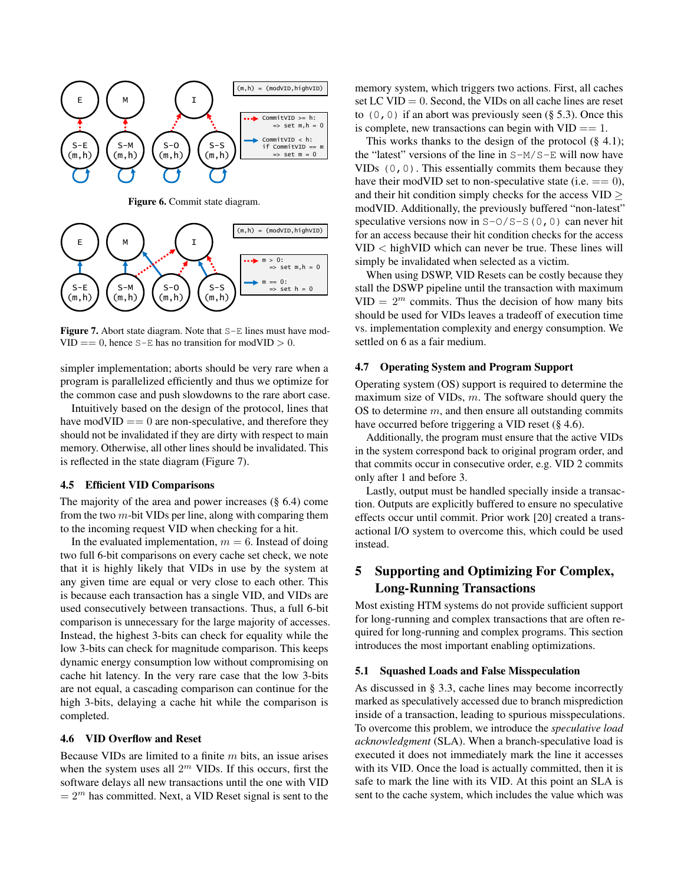Figure 6. Commit state diagram.

Figure 7. Abort state diagram. Note that S-E lines must have modVID == 0, hence S-E has no transition for modVID > 0.

simpler implementation; aborts should be very rare when a program is parallelized efficiently and thus we optimize for the common case and push slowdowns to the rare abort case.

Intuitively based on the design of the protocol, lines that have modVID == 0 are non-speculative, and therefore they should not be invalidated if they are dirty with respect to main memory. Otherwise, all other lines should be invalidated. This is reflected in the state diagram (Figure 7).

### 4.5 Efficient VID Comparisons

The majority of the area and power increases (§ 6.4) come from the two $m$-bit VIDs per line, along with comparing them to the incoming request VID when checking for a hit.

In the evaluated implementation, $m = 6$. Instead of doing two full 6-bit comparisons on every cache set check, we note that it is highly likely that VIDs in use by the system at any given time are equal or very close to each other. This is because each transaction has a single VID, and VIDs are used consecutively between transactions. Thus, a full 6-bit comparison is unnecessary for the large majority of accesses. Instead, the highest 3-bits can check for equality while the low 3-bits can check for magnitude comparison. This keeps dynamic energy consumption low without compromising on cache hit latency. In the very rare case that the low 3-bits are not equal, a cascading comparison can continue for the high 3-bits, delaying a cache hit while the comparison is completed.

### 4.6 VID Overflow and Reset

Because VIDs are limited to a finite $m$ bits, an issue arises when the system uses all $2^m$ VIDs. If this occurs, first the software delays all new transactions until the one with VID $= 2^m$ has committed. Next, a VID Reset signal is sent to the memory system, which triggers two actions. First, all caches set LC VID $= 0$. Second, the VIDs on all cache lines are reset to (0,0) if an abort was previously seen (§ 5.3). Once this is complete, new transactions can begin with VID == 1.

This works thanks to the design of the protocol (§ 4.1); the "latest" versions of the line in S-M/S-E will now have VIDs (0,0). This essentially commits them because they have their modVID set to non-speculative state (i.e. == 0), and their hit condition simply checks for the access VID $\geq$ modVID. Additionally, the previously buffered "non-latest" speculative versions now in S-O/S-S(0,0) can never hit for an access because their hit condition checks for the access VID $<$ highVID which can never be true. These lines will simply be invalidated when selected as a victim.

When using DSWP, VID Resets can be costly because they stall the DSWP pipeline until the transaction with maximum VID $= 2^m$ commits. Thus the decision of how many bits should be used for VIDs leaves a tradeoff of execution time vs. implementation complexity and energy consumption. We settled on 6 as a fair medium.

### 4.7 Operating System and Program Support

Operating system (OS) support is required to determine the maximum size of VIDs, $m$. The software should query the OS to determine $m$, and then ensure all outstanding commits have occurred before triggering a VID reset (§ 4.6).

Additionally, the program must ensure that the active VIDs in the system correspond back to original program order, and that commits occur in consecutive order, e.g. VID 2 commits only after 1 and before 3.

Lastly, output must be handled specially inside a transaction. Outputs are explicitly buffered to ensure no speculative effects occur until commit. Prior work [20] created a transactional I/O system to overcome this, which could be used instead.

## 5 Supporting and Optimizing For Complex, Long-Running Transactions

Most existing HTM systems do not provide sufficient support for long-running and complex transactions that are often required for long-running and complex programs. This section introduces the most important enabling optimizations.

### 5.1 Squashed Loads and False Misspeculation

As discussed in § 3.3, cache lines may become incorrectly marked as speculatively accessed due to branch misprediction inside of a transaction, leading to spurious misspeculations. To overcome this problem, we introduce the *speculative load acknowledgment* (SLA). When a branch-speculative load is executed it does not immediately mark the line it accesses with its VID. Once the load is actually committed, then it is safe to mark the line with its VID. At this point an SLA is sent to the cache system, which includes the value which was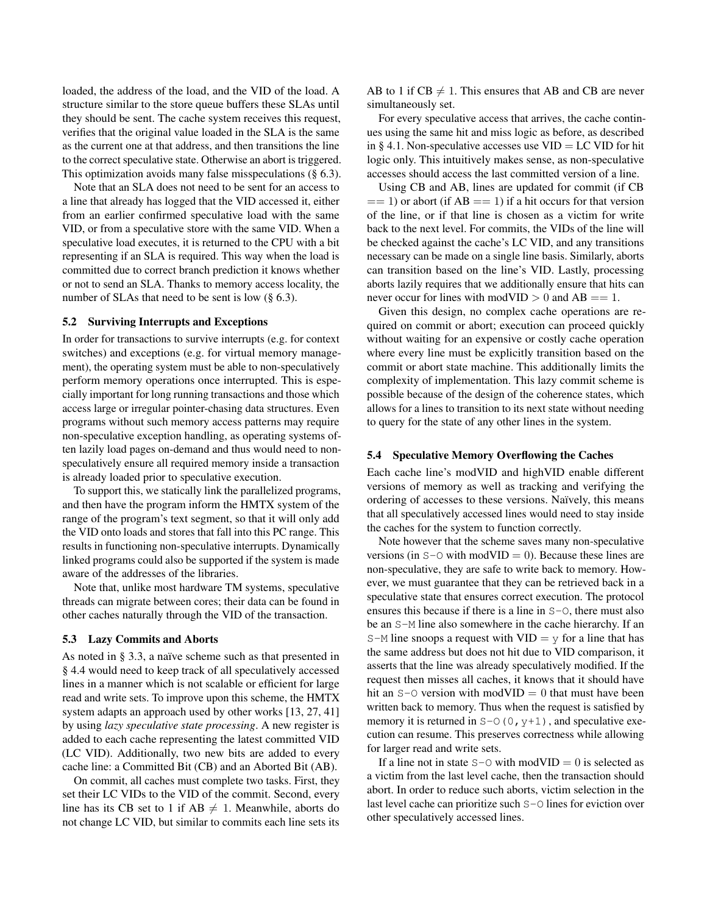loaded, the address of the load, and the VID of the load. A structure similar to the store queue buffers these SLAs until they should be sent. The cache system receives this request, verifies that the original value loaded in the SLA is the same as the current one at that address, and then transitions the line to the correct speculative state. Otherwise an abort is triggered. This optimization avoids many false misspeculations (§ 6.3).

Note that an SLA does not need to be sent for an access to a line that already has logged that the VID accessed it, either from an earlier confirmed speculative load with the same VID, or from a speculative store with the same VID. When a speculative load executes, it is returned to the CPU with a bit representing if an SLA is required. This way when the load is committed due to correct branch prediction it knows whether or not to send an SLA. Thanks to memory access locality, the number of SLAs that need to be sent is low (§ 6.3).

### 5.2 Surviving Interrupts and Exceptions

In order for transactions to survive interrupts (e.g. for context switches) and exceptions (e.g. for virtual memory management), the operating system must be able to non-speculatively perform memory operations once interrupted. This is especially important for long running transactions and those which access large or irregular pointer-chasing data structures. Even programs without such memory access patterns may require non-speculative exception handling, as operating systems often lazily load pages on-demand and thus would need to non-speculatively ensure all required memory inside a transaction is already loaded prior to speculative execution.

To support this, we statically link the parallelized programs, and then have the program inform the HMTX system of the range of the program's text segment, so that it will only add the VID onto loads and stores that fall into this PC range. This results in functioning non-speculative interrupts. Dynamically linked programs could also be supported if the system is made aware of the addresses of the libraries.

Note that, unlike most hardware TM systems, speculative threads can migrate between cores; their data can be found in other caches naturally through the VID of the transaction.

### 5.3 Lazy Commits and Aborts

As noted in § 3.3, a naïve scheme such as that presented in § 4.4 would need to keep track of all speculatively accessed lines in a manner which is not scalable or efficient for large read and write sets. To improve upon this scheme, the HMTX system adapts an approach used by other works [13, 27, 41] by using *lazy speculative state processing*. A new register is added to each cache representing the latest committed VID (LC VID). Additionally, two new bits are added to every cache line: a Committed Bit (CB) and an Aborted Bit (AB).

On commit, all caches must complete two tasks. First, they set their LC VIDs to the VID of the commit. Second, every line has its CB set to 1 if AB $\neq 1$. Meanwhile, aborts do not change LC VID, but similar to commits each line sets its AB to 1 if CB $\neq 1$. This ensures that AB and CB are never simultaneously set.

For every speculative access that arrives, the cache continues using the same hit and miss logic as before, as described in § 4.1. Non-speculative accesses use VID = LC VID for hit logic only. This intuitively makes sense, as non-speculative accesses should access the last committed version of a line.

Using CB and AB, lines are updated for commit (if CB $== 1$) or abort (if AB $== 1$) if a hit occurs for that version of the line, or if that line is chosen as a victim for write back to the next level. For commits, the VIDs of the line will be checked against the cache's LC VID, and any transitions necessary can be made on a single line basis. Similarly, aborts can transition based on the line's VID. Lastly, processing aborts lazily requires that we additionally ensure that hits can never occur for lines with modVID $> 0$ and AB $== 1$.

Given this design, no complex cache operations are required on commit or abort; execution can proceed quickly without waiting for an expensive or costly cache operation where every line must be explicitly transition based on the commit or abort state machine. This additionally limits the complexity of implementation. This lazy commit scheme is possible because of the design of the coherence states, which allows for a lines to transition to its next state without needing to query for the state of any other lines in the system.

### 5.4 Speculative Memory Overflowing the Caches

Each cache line's modVID and highVID enable different versions of memory as well as tracking and verifying the ordering of accesses to these versions. Naïvely, this means that all speculatively accessed lines would need to stay inside the caches for the system to function correctly.

Note however that the scheme saves many non-speculative versions (in `S-O` with modVID = 0). Because these lines are non-speculative, they are safe to write back to memory. However, we must guarantee that they can be retrieved back in a speculative state that ensures correct execution. The protocol ensures this because if there is a line in `S-O`, there must also be an `S-M` line also somewhere in the cache hierarchy. If an `S-M` line snoops a request with VID = y for a line that has the same address but does not hit due to VID comparison, it asserts that the line was already speculatively modified. If the request then misses all caches, it knows that it should have hit an `S-O` version with modVID = 0 that must have been written back to memory. Thus when the request is satisfied by memory it is returned in `S-O(0,y+1)`, and speculative execution can resume. This preserves correctness while allowing for larger read and write sets.

If a line not in state `S-O` with modVID = 0 is selected as a victim from the last level cache, then the transaction should abort. In order to reduce such aborts, victim selection in the last level cache can prioritize such `S-O` lines for eviction over other speculatively accessed lines.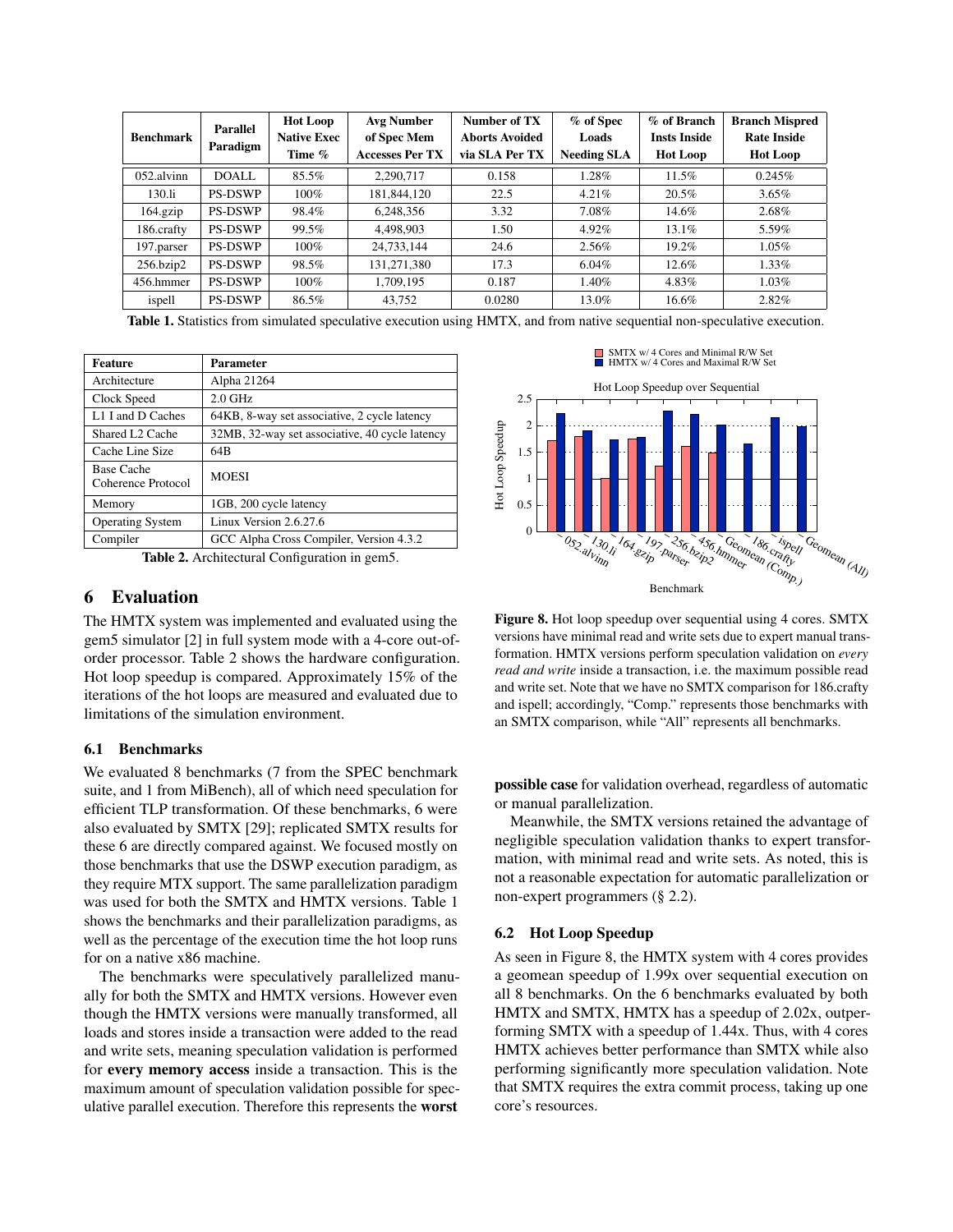| Benchmark | Parallel Paradigm | Hot Loop Native Exec Time % | Avg Number of Spec Mem Accesses Per TX | Number of TX Aborts Avoided via SLA Per TX | % of Spec Loads Needing SLA | % of Branch Insts Inside Hot Loop | Branch Mispred Rate Inside Hot Loop |
|---|---|---|---|---|---|---|---|
| 052.alvinn | DOALL | 85.5% | 2,290,717 | 0.158 | 1.28% | 11.5% | 0.245% |
| 130.li | PS-DSWP | 100% | 181,844,120 | 22.5 | 4.21% | 20.5% | 3.65% |
| 164.gzip | PS-DSWP | 98.4% | 6,248,356 | 3.32 | 7.08% | 14.6% | 2.68% |
| 186.crafty | PS-DSWP | 99.5% | 4,498,903 | 1.50 | 4.92% | 13.1% | 5.59% |
| 197.parser | PS-DSWP | 100% | 24,733,144 | 24.6 | 2.56% | 19.2% | 1.05% |
| 256.bzip2 | PS-DSWP | 98.5% | 131,271,380 | 17.3 | 6.04% | 12.6% | 1.33% |
| 456.hmmer | PS-DSWP | 100% | 1,709,195 | 0.187 | 1.40% | 4.83% | 1.03% |
| ispell | PS-DSWP | 86.5% | 43,752 | 0.0280 | 13.0% | 16.6% | 2.82% |

**Table 1.** Statistics from simulated speculative execution using HMTX, and from native sequential non-speculative execution.

| Feature | Parameter |
|---|---|
| Architecture | Alpha 21264 |
| Clock Speed | 2.0 GHz |
| L1 I and D Caches | 64KB, 8-way set associative, 2 cycle latency |
| Shared L2 Cache | 32MB, 32-way set associative, 40 cycle latency |
| Cache Line Size | 64B |
| Base Cache Coherence Protocol | MOESI |
| Memory | 1GB, 200 cycle latency |
| Operating System | Linux Version 2.6.27.6 |
| Compiler | GCC Alpha Cross Compiler, Version 4.3.2 |

**Table 2.** Architectural Configuration in gem5.

**Figure 8.** Hot loop speedup over sequential using 4 cores. SMTX versions have minimal read and write sets due to expert manual transformation. HMTX versions perform speculation validation on *every read and write* inside a transaction, i.e. the maximum possible read and write set. Note that we have no SMTX comparison for 186.crafty and ispell; accordingly, "Comp." represents those benchmarks with an SMTX comparison, while "All" represents all benchmarks.

## 6 Evaluation

The HMTX system was implemented and evaluated using the gem5 simulator [2] in full system mode with a 4-core out-of-order processor. Table 2 shows the hardware configuration. Hot loop speedup is compared. Approximately 15% of the iterations of the hot loops are measured and evaluated due to limitations of the simulation environment.

### 6.1 Benchmarks

We evaluated 8 benchmarks (7 from the SPEC benchmark suite, and 1 from MiBench), all of which need speculation for efficient TLP transformation. Of these benchmarks, 6 were also evaluated by SMTX [29]; replicated SMTX results for these 6 are directly compared against. We focused mostly on those benchmarks that use the DSWP execution paradigm, as they require MTX support. The same parallelization paradigm was used for both the SMTX and HMTX versions. Table 1 shows the benchmarks and their parallelization paradigms, as well as the percentage of the execution time the hot loop runs for on a native x86 machine.

The benchmarks were speculatively parallelized manually for both the SMTX and HMTX versions. However even though the HMTX versions were manually transformed, all loads and stores inside a transaction were added to the read and write sets, meaning speculation validation is performed for **every memory access** inside a transaction. This is the maximum amount of speculation validation possible for speculative parallel execution. Therefore this represents the **worst possible case** for validation overhead, regardless of automatic or manual parallelization.

Meanwhile, the SMTX versions retained the advantage of negligible speculation validation thanks to expert transformation, with minimal read and write sets. As noted, this is not a reasonable expectation for automatic parallelization or non-expert programmers (§ 2.2).

### 6.2 Hot Loop Speedup

As seen in Figure 8, the HMTX system with 4 cores provides a geomean speedup of 1.99x over sequential execution on all 8 benchmarks. On the 6 benchmarks evaluated by both HMTX and SMTX, HMTX has a speedup of 2.02x, outperforming SMTX with a speedup of 1.44x. Thus, with 4 cores HMTX achieves better performance than SMTX while also performing significantly more speculation validation. Note that SMTX requires the extra commit process, taking up one core's resources.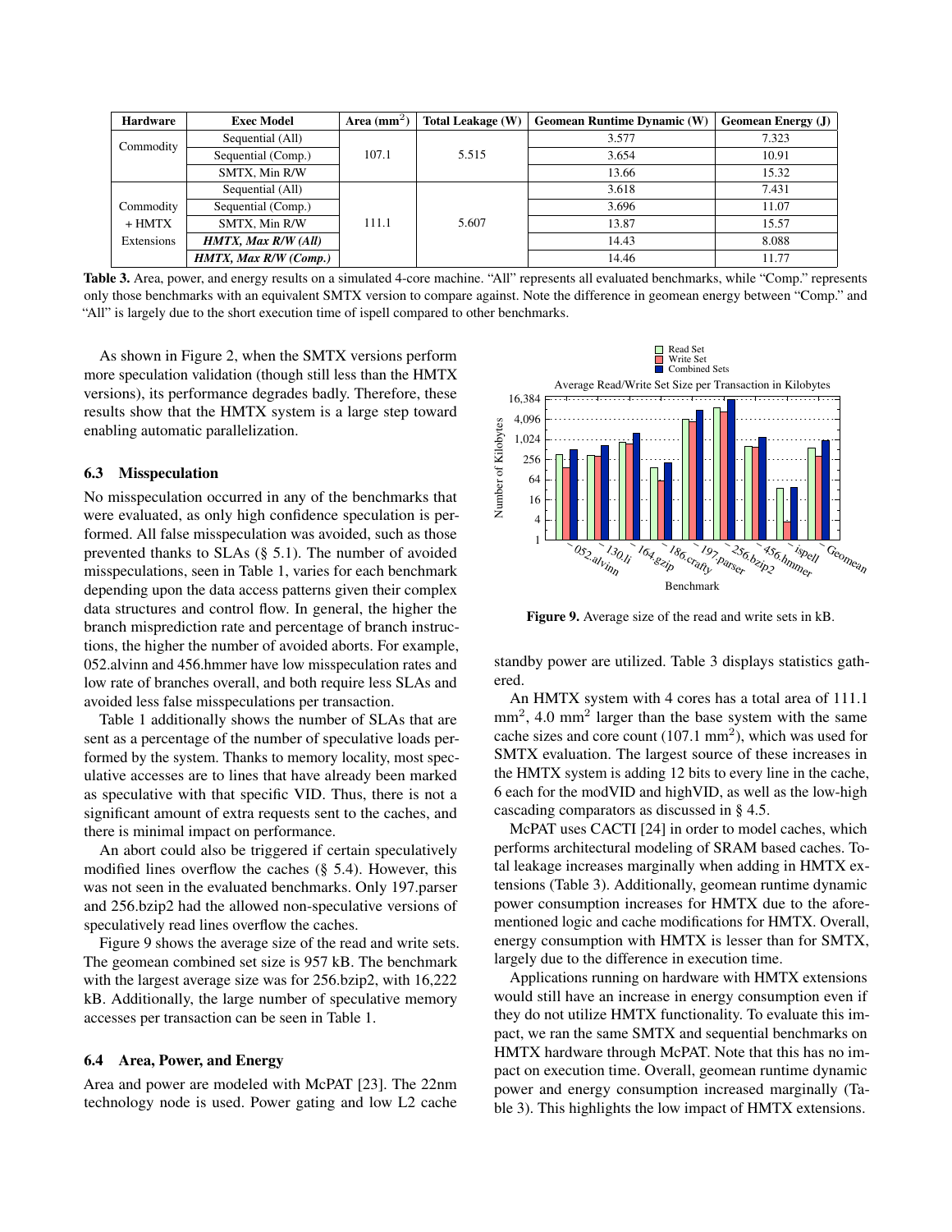| Hardware | Exec Model | Area (mm$^2$) | Total Leakage (W) | Geomean Runtime Dynamic (W) | Geomean Energy (J) |
|---|---|---|---|---|---|
| Commodity | Sequential (All) | 107.1 | 5.515 | 3.577 | 7.323 |
| | Sequential (Comp.) | | | 3.654 | 10.91 |
| | SMTX, Min R/W | | | 13.66 | 15.32 |
| Commodity + HMTX Extensions | Sequential (All) | 111.1 | 5.607 | 3.618 | 7.431 |
| | Sequential (Comp.) | | | 3.696 | 11.07 |
| | SMTX, Min R/W | | | 13.87 | 15.57 |
| | ***HMTX, Max R/W (All)*** | | | 14.43 | 8.088 |
| | ***HMTX, Max R/W (Comp.)*** | | | 14.46 | 11.77 |

**Table 3.** Area, power, and energy results on a simulated 4-core machine. "All" represents all evaluated benchmarks, while "Comp." represents only those benchmarks with an equivalent SMTX version to compare against. Note the difference in geomean energy between "Comp." and "All" is largely due to the short execution time of ispell compared to other benchmarks.

As shown in Figure 2, when the SMTX versions perform more speculation validation (though still less than the HMTX versions), its performance degrades badly. Therefore, these results show that the HMTX system is a large step toward enabling automatic parallelization.

### 6.3 Misspeculation

No misspeculation occurred in any of the benchmarks that were evaluated, as only high confidence speculation is performed. All false misspeculation was avoided, such as those prevented thanks to SLAs (§ 5.1). The number of avoided misspeculations, seen in Table 1, varies for each benchmark depending upon the data access patterns given their complex data structures and control flow. In general, the higher the branch misprediction rate and percentage of branch instructions, the higher the number of avoided aborts. For example, 052.alvinn and 456.hmmer have low misspeculation rates and low rate of branches overall, and both require less SLAs and avoided less false misspeculations per transaction.

Table 1 additionally shows the number of SLAs that are sent as a percentage of the number of speculative loads performed by the system. Thanks to memory locality, most speculative accesses are to lines that have already been marked as speculative with that specific VID. Thus, there is not a significant amount of extra requests sent to the caches, and there is minimal impact on performance.

An abort could also be triggered if certain speculatively modified lines overflow the caches (§ 5.4). However, this was not seen in the evaluated benchmarks. Only 197.parser and 256.bzip2 had the allowed non-speculative versions of speculatively read lines overflow the caches.

Figure 9 shows the average size of the read and write sets. The geomean combined set size is 957 kB. The benchmark with the largest average size was for 256.bzip2, with 16,222 kB. Additionally, the large number of speculative memory accesses per transaction can be seen in Table 1.

### 6.4 Area, Power, and Energy

Area and power are modeled with McPAT [23]. The 22nm technology node is used. Power gating and low L2 cache standby power are utilized. Table 3 displays statistics gathered.

**Figure 9.** Average size of the read and write sets in kB.

An HMTX system with 4 cores has a total area of 111.1 mm$^2$, 4.0 mm$^2$ larger than the base system with the same cache sizes and core count (107.1 mm$^2$), which was used for SMTX evaluation. The largest source of these increases in the HMTX system is adding 12 bits to every line in the cache, 6 each for the modVID and highVID, as well as the low-high cascading comparators as discussed in § 4.5.

McPAT uses CACTI [24] in order to model caches, which performs architectural modeling of SRAM based caches. Total leakage increases marginally when adding in HMTX extensions (Table 3). Additionally, geomean runtime dynamic power consumption increases for HMTX due to the aforementioned logic and cache modifications for HMTX. Overall, energy consumption with HMTX is lesser than for SMTX, largely due to the difference in execution time.

Applications running on hardware with HMTX extensions would still have an increase in energy consumption even if they do not utilize HMTX functionality. To evaluate this impact, we ran the same SMTX and sequential benchmarks on HMTX hardware through McPAT. Note that this has no impact on execution time. Overall, geomean runtime dynamic power and energy consumption increased marginally (Table 3). This highlights the low impact of HMTX extensions.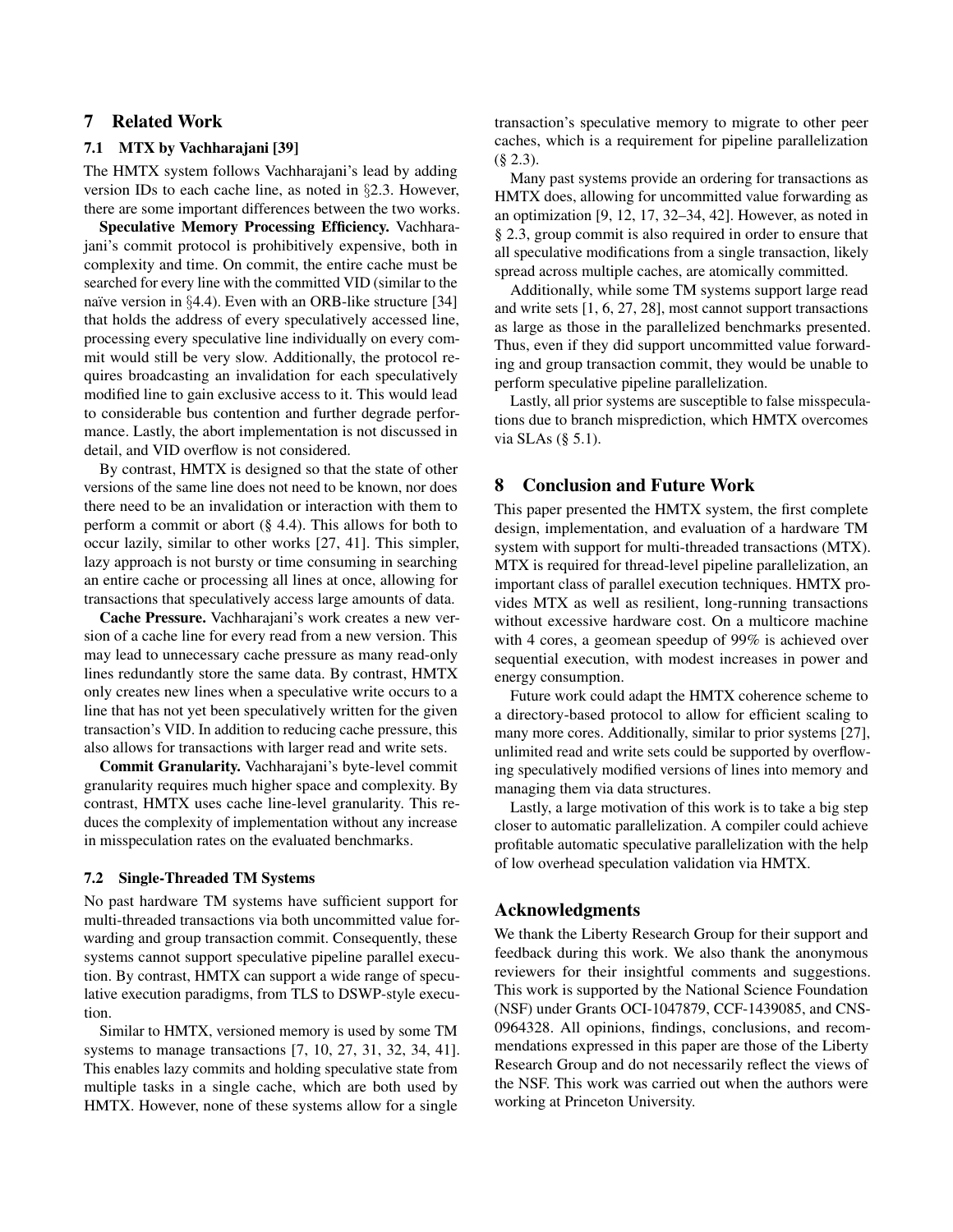## 7 Related Work

### 7.1 MTX by Vachharajani [39]

The HMTX system follows Vachharajani's lead by adding version IDs to each cache line, as noted in §2.3. However, there are some important differences between the two works.

**Speculative Memory Processing Efficiency.** Vachharajani's commit protocol is prohibitively expensive, both in complexity and time. On commit, the entire cache must be searched for every line with the committed VID (similar to the naïve version in §4.4). Even with an ORB-like structure [34] that holds the address of every speculatively accessed line, processing every speculative line individually on every commit would still be very slow. Additionally, the protocol requires broadcasting an invalidation for each speculatively modified line to gain exclusive access to it. This would lead to considerable bus contention and further degrade performance. Lastly, the abort implementation is not discussed in detail, and VID overflow is not considered.

By contrast, HMTX is designed so that the state of other versions of the same line does not need to be known, nor does there need to be an invalidation or interaction with them to perform a commit or abort (§ 4.4). This allows for both to occur lazily, similar to other works [27, 41]. This simpler, lazy approach is not bursty or time consuming in searching an entire cache or processing all lines at once, allowing for transactions that speculatively access large amounts of data.

**Cache Pressure.** Vachharajani's work creates a new version of a cache line for every read from a new version. This may lead to unnecessary cache pressure as many read-only lines redundantly store the same data. By contrast, HMTX only creates new lines when a speculative write occurs to a line that has not yet been speculatively written for the given transaction's VID. In addition to reducing cache pressure, this also allows for transactions with larger read and write sets.

**Commit Granularity.** Vachharajani's byte-level commit granularity requires much higher space and complexity. By contrast, HMTX uses cache line-level granularity. This reduces the complexity of implementation without any increase in misspeculation rates on the evaluated benchmarks.

### 7.2 Single-Threaded TM Systems

No past hardware TM systems have sufficient support for multi-threaded transactions via both uncommitted value forwarding and group transaction commit. Consequently, these systems cannot support speculative pipeline parallel execution. By contrast, HMTX can support a wide range of speculative execution paradigms, from TLS to DSWP-style execution.

Similar to HMTX, versioned memory is used by some TM systems to manage transactions [7, 10, 27, 31, 32, 34, 41]. This enables lazy commits and holding speculative state from multiple tasks in a single cache, which are both used by HMTX. However, none of these systems allow for a single transaction's speculative memory to migrate to other peer caches, which is a requirement for pipeline parallelization (§ 2.3).

Many past systems provide an ordering for transactions as HMTX does, allowing for uncommitted value forwarding as an optimization [9, 12, 17, 32–34, 42]. However, as noted in § 2.3, group commit is also required in order to ensure that all speculative modifications from a single transaction, likely spread across multiple caches, are atomically committed.

Additionally, while some TM systems support large read and write sets [1, 6, 27, 28], most cannot support transactions as large as those in the parallelized benchmarks presented. Thus, even if they did support uncommitted value forwarding and group transaction commit, they would be unable to perform speculative pipeline parallelization.

Lastly, all prior systems are susceptible to false misspeculations due to branch misprediction, which HMTX overcomes via SLAs (§ 5.1).

## 8 Conclusion and Future Work

This paper presented the HMTX system, the first complete design, implementation, and evaluation of a hardware TM system with support for multi-threaded transactions (MTX). MTX is required for thread-level pipeline parallelization, an important class of parallel execution techniques. HMTX provides MTX as well as resilient, long-running transactions without excessive hardware cost. On a multicore machine with 4 cores, a geomean speedup of 99% is achieved over sequential execution, with modest increases in power and energy consumption.

Future work could adapt the HMTX coherence scheme to a directory-based protocol to allow for efficient scaling to many more cores. Additionally, similar to prior systems [27], unlimited read and write sets could be supported by overflowing speculatively modified versions of lines into memory and managing them via data structures.

Lastly, a large motivation of this work is to take a big step closer to automatic parallelization. A compiler could achieve profitable automatic speculative parallelization with the help of low overhead speculation validation via HMTX.

## Acknowledgments

We thank the Liberty Research Group for their support and feedback during this work. We also thank the anonymous reviewers for their insightful comments and suggestions. This work is supported by the National Science Foundation (NSF) under Grants OCI-1047879, CCF-1439085, and CNS-0964328. All opinions, findings, conclusions, and recommendations expressed in this paper are those of the Liberty Research Group and do not necessarily reflect the views of the NSF. This work was carried out when the authors were working at Princeton University.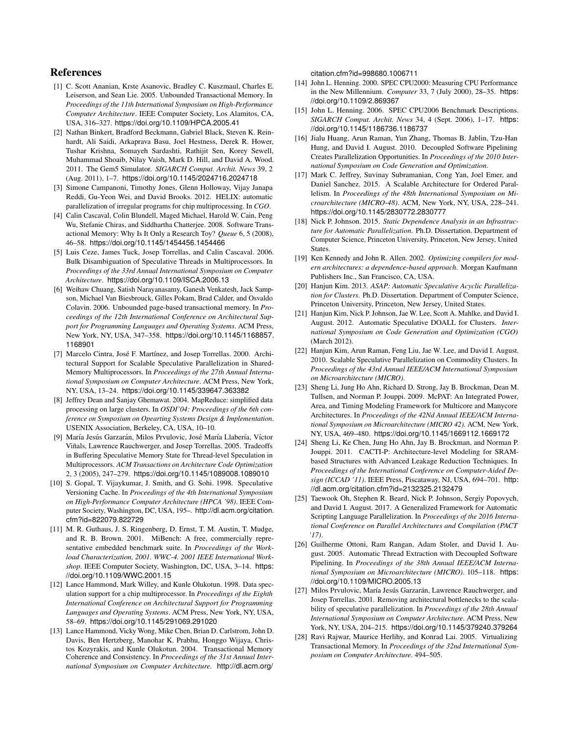## References

[1] C. Scott Ananian, Krste Asanovic, Bradley C. Kuszmaul, Charles E. Leiserson, and Sean Lie. 2005. Unbounded Transactional Memory. In *Proceedings of the 11th International Symposium on High-Performance Computer Architecture*. IEEE Computer Society, Los Alamitos, CA, USA, 316–327. https://doi.org/10.1109/HPCA.2005.41

[2] Nathan Binkert, Bradford Beckmann, Gabriel Black, Steven K. Reinhardt, Ali Saidi, Arkaprava Basu, Joel Hestness, Derek R. Hower, Tushar Krishna, Somayeh Sardashti, Rathijit Sen, Korey Sewell, Muhammad Shoaib, Nilay Vaish, Mark D. Hill, and David A. Wood. 2011. The Gem5 Simulator. *SIGARCH Comput. Archit. News* 39, 2 (Aug. 2011), 1–7. https://doi.org/10.1145/2024716.2024718

[3] Simone Campanoni, Timothy Jones, Glenn Holloway, Vijay Janapa Reddi, Gu-Yeon Wei, and David Brooks. 2012. HELIX: automatic parallelization of irregular programs for chip multiprocessing. In *CGO*.

[4] Calin Cascaval, Colin Blundell, Maged Michael, Harold W. Cain, Peng Wu, Stefanie Chiras, and Siddhartha Chatterjee. 2008. Software Transactional Memory: Why Is It Only a Research Toy? *Queue* 6, 5 (2008), 46–58. https://doi.org/10.1145/1454456.1454466

[5] Luis Ceze, James Tuck, Josep Torrellas, and Calin Cascaval. 2006. Bulk Disambiguation of Speculative Threads in Multiprocessors. In *Proceedings of the 33rd Annual International Symposium on Computer Architecture*. https://doi.org/10.1109/ISCA.2006.13

[6] Weihaw Chuang, Satish Narayanasamy, Ganesh Venkatesh, Jack Sampson, Michael Van Biesbrouck, Gilles Pokam, Brad Calder, and Osvaldo Colavin. 2006. Unbounded page-based transactional memory. In *Proceedings of the 12th International Conference on Architectural Support for Programming Languages and Operating Systems*. ACM Press, New York, NY, USA, 347–358. https://doi.org/10.1145/1168857.1168901

[7] Marcelo Cintra, José F. Martínez, and Josep Torrellas. 2000. Architectural Support for Scalable Speculative Parallelization in Shared-Memory Multiprocessors. In *Proceedings of the 27th Annual International Symposium on Computer Architecture*. ACM Press, New York, NY, USA, 13–24. https://doi.org/10.1145/339647.363382

[8] Jeffrey Dean and Sanjay Ghemawat. 2004. MapReduce: simplified data processing on large clusters. In *OSDI'04: Proceedings of the 6th conference on Symposium on Opearting Systems Design & Implementation*. USENIX Association, Berkeley, CA, USA, 10–10.

[9] María Jesús Garzarán, Milos Prvulovic, José María Llabería, Víctor Viñals, Lawrence Rauchwerger, and Josep Torrellas. 2005. Tradeoffs in Buffering Speculative Memory State for Thread-level Speculation in Multiprocessors. *ACM Transactions on Architecture Code Optimization* 2, 3 (2005), 247–279. https://doi.org/10.1145/1089008.1089010

[10] S. Gopal, T. Vijaykumar, J. Smith, and G. Sohi. 1998. Speculative Versioning Cache. In *Proceedings of the 4th International Symposium on High-Performance Computer Architecture (HPCA '98)*. IEEE Computer Society, Washington, DC, USA, 195–. http://dl.acm.org/citation.cfm?id=822079.822729

[11] M. R. Guthaus, J. S. Ringenberg, D. Ernst, T. M. Austin, T. Mudge, and R. B. Brown. 2001. MiBench: A free, commercially representative embedded benchmark suite. In *Proceedings of the Workload Characterization, 2001. WWC-4. 2001 IEEE International Workshop*. IEEE Computer Society, Washington, DC, USA, 3–14. https://doi.org/10.1109/WWC.2001.15

[12] Lance Hammond, Mark Willey, and Kunle Olukotun. 1998. Data speculation support for a chip multiprocessor. In *Proceedings of the Eighth International Conference on Architectural Support for Programming Languages and Operating Systems*. ACM Press, New York, NY, USA, 58–69. https://doi.org/10.1145/291069.291020

[13] Lance Hammond, Vicky Wong, Mike Chen, Brian D. Carlstrom, John D. Davis, Ben Hertzberg, Manohar K. Prabhu, Honggo Wijaya, Christos Kozyrakis, and Kunle Olukotun. 2004. Transactional Memory Coherence and Consistency. In *Proceedings of the 31st Annual International Symposium on Computer Architecture*. http://dl.acm.org/citation.cfm?id=998680.1006711

[14] John L. Henning. 2000. SPEC CPU2000: Measuring CPU Performance in the New Millennium. *Computer* 33, 7 (July 2000), 28–35. https://doi.org/10.1109/2.869367

[15] John L. Henning. 2006. SPEC CPU2006 Benchmark Descriptions. *SIGARCH Comput. Archit. News* 34, 4 (Sept. 2006), 1–17. https://doi.org/10.1145/1186736.1186737

[16] Jialu Huang, Arun Raman, Yun Zhang, Thomas B. Jablin, Tzu-Han Hung, and David I. August. 2010. Decoupled Software Pipelining Creates Parallelization Opportunities. In *Proceedings of the 2010 International Symposium on Code Generation and Optimization*.

[17] Mark C. Jeffrey, Suvinay Subramanian, Cong Yan, Joel Emer, and Daniel Sanchez. 2015. A Scalable Architecture for Ordered Parallelism. In *Proceedings of the 48th International Symposium on Microarchitecture (MICRO-48)*. ACM, New York, NY, USA, 228–241. https://doi.org/10.1145/2830772.2830777

[18] Nick P. Johnson. 2015. *Static Dependence Analysis in an Infrastructure for Automatic Parallelization*. Ph.D. Dissertation. Department of Computer Science, Princeton University, Princeton, New Jersey, United States.

[19] Ken Kennedy and John R. Allen. 2002. *Optimizing compilers for modern architectures: a dependence-based approach*. Morgan Kaufmann Publishers Inc., San Francisco, CA, USA.

[20] Hanjun Kim. 2013. *ASAP: Automatic Speculative Acyclic Parallelization for Clusters*. Ph.D. Dissertation. Department of Computer Science, Princeton University, Princeton, New Jersey, United States.

[21] Hanjun Kim, Nick P. Johnson, Jae W. Lee, Scott A. Mahlke, and David I. August. 2012. Automatic Speculative DOALL for Clusters. *International Symposium on Code Generation and Optimization (CGO)* (March 2012).

[22] Hanjun Kim, Arun Raman, Feng Liu, Jae W. Lee, and David I. August. 2010. Scalable Speculative Parallelization on Commodity Clusters. In *Proceedings of the 43rd Annual IEEE/ACM International Symposium on Microarchitecture (MICRO)*.

[23] Sheng Li, Jung Ho Ahn, Richard D. Strong, Jay B. Brockman, Dean M. Tullsen, and Norman P. Jouppi. 2009. McPAT: An Integrated Power, Area, and Timing Modeling Framework for Multicore and Manycore Architectures. In *Proceedings of the 42Nd Annual IEEE/ACM International Symposium on Microarchitecture (MICRO 42)*. ACM, New York, NY, USA, 469–480. https://doi.org/10.1145/1669112.1669172

[24] Sheng Li, Ke Chen, Jung Ho Ahn, Jay B. Brockman, and Norman P. Jouppi. 2011. CACTI-P: Architecture-level Modeling for SRAM-based Structures with Advanced Leakage Reduction Techniques. In *Proceedings of the International Conference on Computer-Aided Design (ICCAD '11)*. IEEE Press, Piscataway, NJ, USA, 694–701. http://dl.acm.org/citation.cfm?id=2132325.2132479

[25] Taewook Oh, Stephen R. Beard, Nick P. Johnson, Sergiy Popovych, and David I. August. 2017. A Generalized Framework for Automatic Scripting Language Parallelization. In *Proceedings of the 2016 International Conference on Parallel Architectures and Compilation (PACT '17)*.

[26] Guilherme Ottoni, Ram Rangan, Adam Stoler, and David I. August. 2005. Automatic Thread Extraction with Decoupled Software Pipelining. In *Proceedings of the 38th Annual IEEE/ACM International Symposium on Microarchitecture (MICRO)*. 105–118. https://doi.org/10.1109/MICRO.2005.13

[27] Milos Prvulovic, María Jesús Garzarán, Lawrence Rauchwerger, and Josep Torrellas. 2001. Removing architectural bottlenecks to the scalability of speculative parallelization. In *Proceedings of the 28th Annual International Symposium on Computer Architecture*. ACM Press, New York, NY, USA, 204–215. https://doi.org/10.1145/379240.379264

[28] Ravi Rajwar, Maurice Herlihy, and Konrad Lai. 2005. Virtualizing Transactional Memory. In *Proceedings of the 32nd International Symposium on Computer Architecture*. 494–505.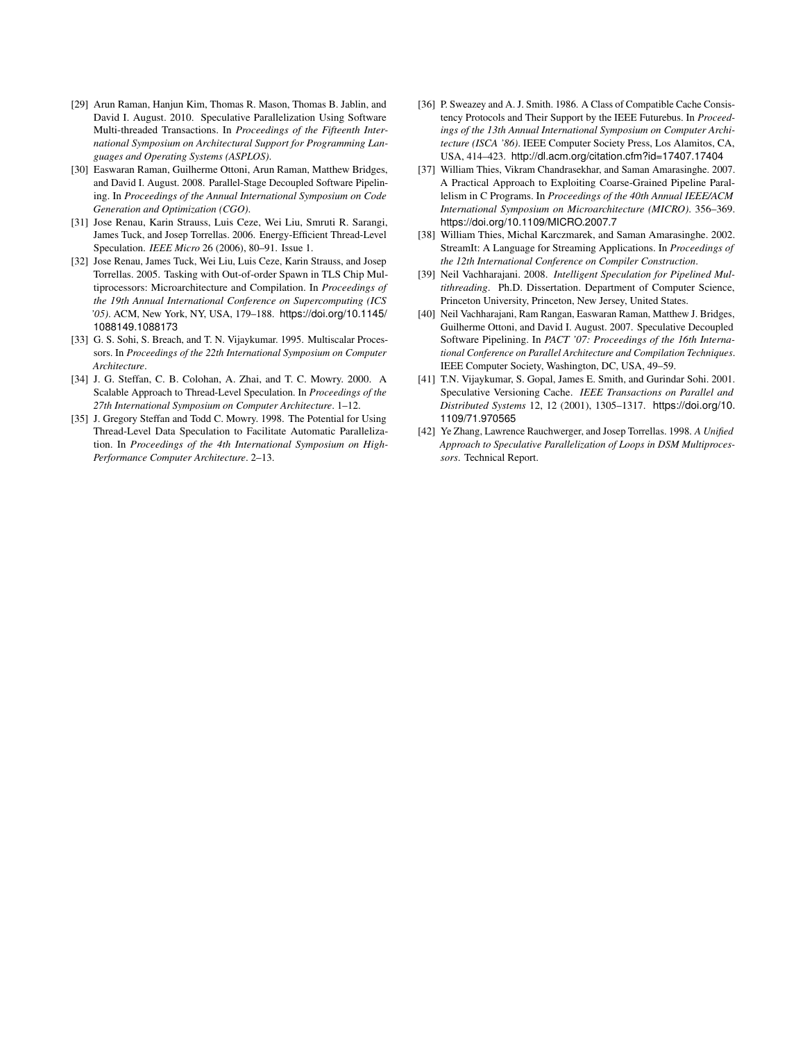[29] Arun Raman, Hanjun Kim, Thomas R. Mason, Thomas B. Jablin, and David I. August. 2010. Speculative Parallelization Using Software Multi-threaded Transactions. In *Proceedings of the Fifteenth International Symposium on Architectural Support for Programming Languages and Operating Systems (ASPLOS)*.

[30] Easwaran Raman, Guilherme Ottoni, Arun Raman, Matthew Bridges, and David I. August. 2008. Parallel-Stage Decoupled Software Pipelining. In *Proceedings of the Annual International Symposium on Code Generation and Optimization (CGO)*.

[31] Jose Renau, Karin Strauss, Luis Ceze, Wei Liu, Smruti R. Sarangi, James Tuck, and Josep Torrellas. 2006. Energy-Efficient Thread-Level Speculation. *IEEE Micro* 26 (2006), 80–91. Issue 1.

[32] Jose Renau, James Tuck, Wei Liu, Luis Ceze, Karin Strauss, and Josep Torrellas. 2005. Tasking with Out-of-order Spawn in TLS Chip Multiprocessors: Microarchitecture and Compilation. In *Proceedings of the 19th Annual International Conference on Supercomputing (ICS '05)*. ACM, New York, NY, USA, 179–188. https://doi.org/10.1145/1088149.1088173

[33] G. S. Sohi, S. Breach, and T. N. Vijaykumar. 1995. Multiscalar Processors. In *Proceedings of the 22th International Symposium on Computer Architecture*.

[34] J. G. Steffan, C. B. Colohan, A. Zhai, and T. C. Mowry. 2000. A Scalable Approach to Thread-Level Speculation. In *Proceedings of the 27th International Symposium on Computer Architecture*. 1–12.

[35] J. Gregory Steffan and Todd C. Mowry. 1998. The Potential for Using Thread-Level Data Speculation to Facilitate Automatic Parallelization. In *Proceedings of the 4th International Symposium on High-Performance Computer Architecture*. 2–13.

[36] P. Sweazey and A. J. Smith. 1986. A Class of Compatible Cache Consistency Protocols and Their Support by the IEEE Futurebus. In *Proceedings of the 13th Annual International Symposium on Computer Architecture (ISCA '86)*. IEEE Computer Society Press, Los Alamitos, CA, USA, 414–423. http://dl.acm.org/citation.cfm?id=17407.17404

[37] William Thies, Vikram Chandrasekhar, and Saman Amarasinghe. 2007. A Practical Approach to Exploiting Coarse-Grained Pipeline Parallelism in C Programs. In *Proceedings of the 40th Annual IEEE/ACM International Symposium on Microarchitecture (MICRO)*. 356–369. https://doi.org/10.1109/MICRO.2007.7

[38] William Thies, Michal Karczmarek, and Saman Amarasinghe. 2002. StreamIt: A Language for Streaming Applications. In *Proceedings of the 12th International Conference on Compiler Construction*.

[39] Neil Vachharajani. 2008. *Intelligent Speculation for Pipelined Multithreading*. Ph.D. Dissertation. Department of Computer Science, Princeton University, Princeton, New Jersey, United States.

[40] Neil Vachharajani, Ram Rangan, Easwaran Raman, Matthew J. Bridges, Guilherme Ottoni, and David I. August. 2007. Speculative Decoupled Software Pipelining. In *PACT '07: Proceedings of the 16th International Conference on Parallel Architecture and Compilation Techniques*. IEEE Computer Society, Washington, DC, USA, 49–59.

[41] T.N. Vijaykumar, S. Gopal, James E. Smith, and Gurindar Sohi. 2001. Speculative Versioning Cache. *IEEE Transactions on Parallel and Distributed Systems* 12, 12 (2001), 1305–1317. https://doi.org/10.1109/71.970565

[42] Ye Zhang, Lawrence Rauchwerger, and Josep Torrellas. 1998. *A Unified Approach to Speculative Parallelization of Loops in DSM Multiprocessors*. Technical Report.